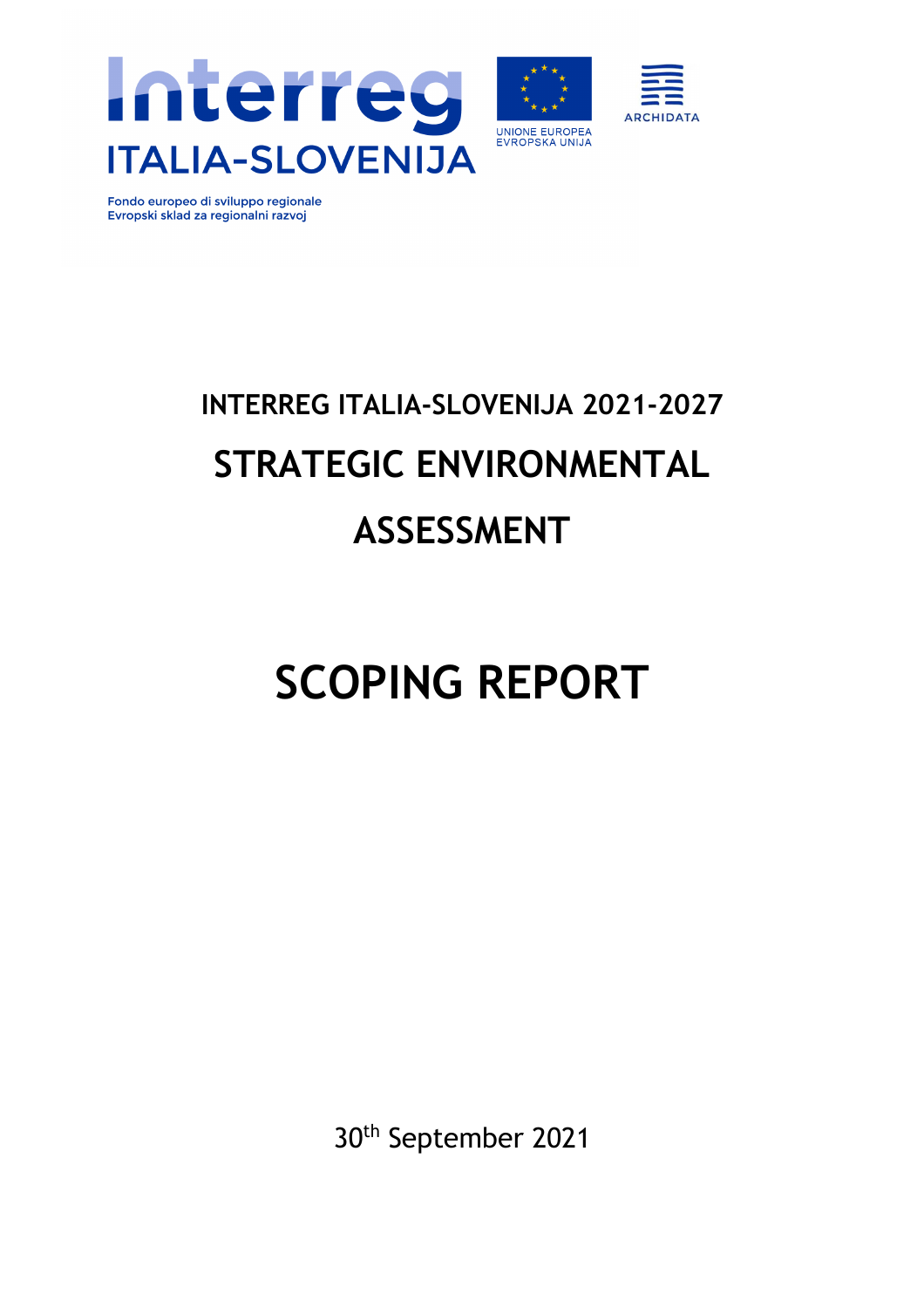Interreg
ITALIA-SLOVENIJA

Fondo europeo di sviluppo regionale
Evropski sklad za regionalni razvoj

UNIONE EUROPEA
EVROPSKA UNIJA

ARCHIDATA

# INTERREG ITALIA-SLOVENIJA 2021-2027

# STRATEGIC ENVIRONMENTAL ASSESSMENT

# SCOPING REPORT

30th September 2021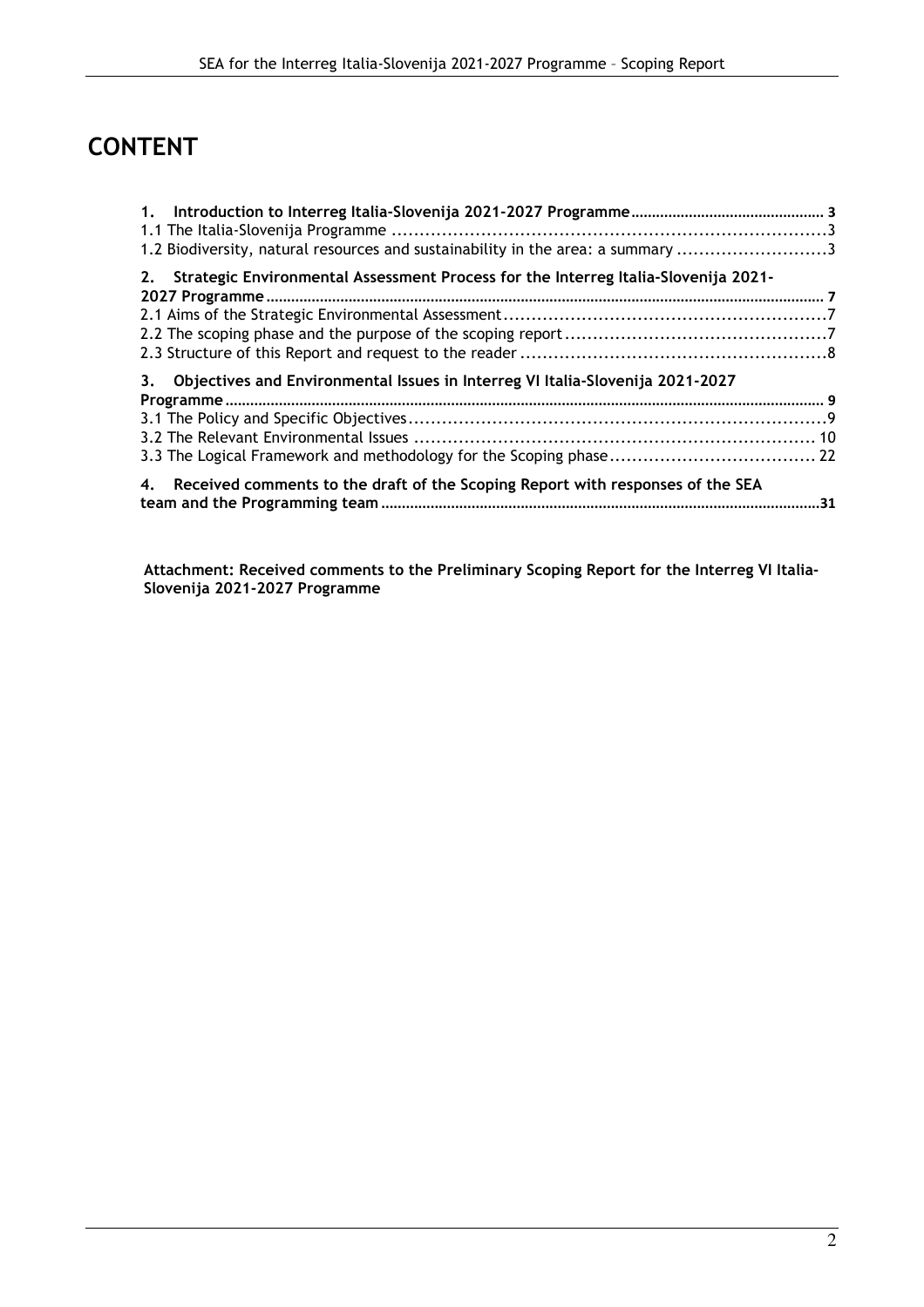# CONTENT

**1. Introduction to Interreg Italia-Slovenija 2021-2027 Programme** .......... 3

1.1 The Italia-Slovenija Programme .......... 3

1.2 Biodiversity, natural resources and sustainability in the area: a summary .......... 3

**2. Strategic Environmental Assessment Process for the Interreg Italia-Slovenija 2021-2027 Programme** .......... 7

2.1 Aims of the Strategic Environmental Assessment .......... 7

2.2 The scoping phase and the purpose of the scoping report .......... 7

2.3 Structure of this Report and request to the reader .......... 8

**3. Objectives and Environmental Issues in Interreg VI Italia-Slovenija 2021-2027 Programme** .......... 9

3.1 The Policy and Specific Objectives .......... 9

3.2 The Relevant Environmental Issues .......... 10

3.3 The Logical Framework and methodology for the Scoping phase .......... 22

**4. Received comments to the draft of the Scoping Report with responses of the SEA team and the Programming team** .......... 31

**Attachment: Received comments to the Preliminary Scoping Report for the Interreg VI Italia-Slovenija 2021-2027 Programme**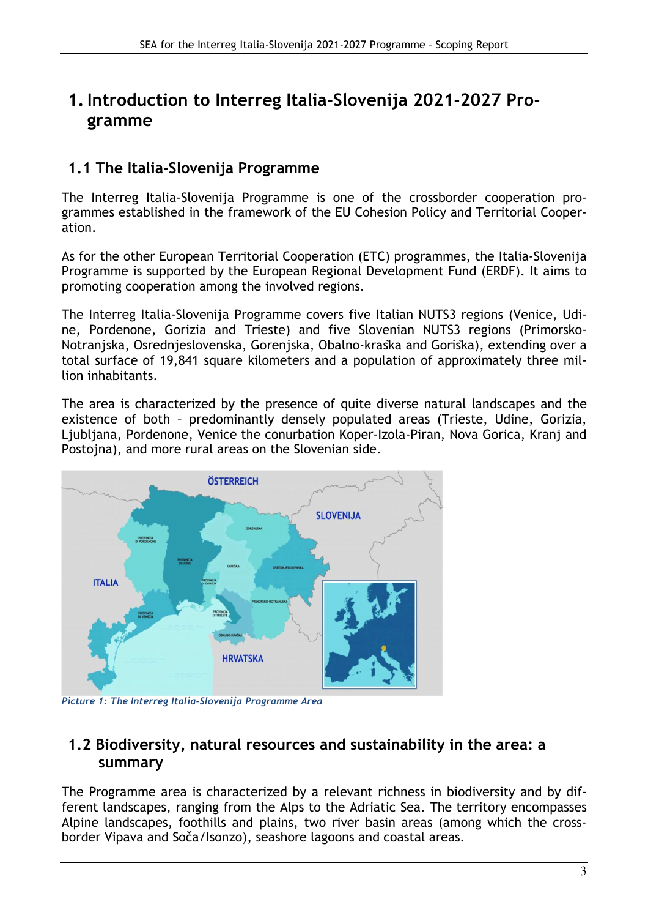# 1. Introduction to Interreg Italia-Slovenija 2021-2027 Programme

## 1.1 The Italia-Slovenija Programme

The Interreg Italia-Slovenija Programme is one of the crossborder cooperation programmes established in the framework of the EU Cohesion Policy and Territorial Cooperation.

As for the other European Territorial Cooperation (ETC) programmes, the Italia-Slovenija Programme is supported by the European Regional Development Fund (ERDF). It aims to promoting cooperation among the involved regions.

The Interreg Italia-Slovenija Programme covers five Italian NUTS3 regions (Venice, Udine, Pordenone, Gorizia and Trieste) and five Slovenian NUTS3 regions (Primorsko-Notranjska, Osrednjeslovenska, Gorenjska, Obalno-kraška and Goriška), extending over a total surface of 19,841 square kilometers and a population of approximately three million inhabitants.

The area is characterized by the presence of quite diverse natural landscapes and the existence of both – predominantly densely populated areas (Trieste, Udine, Gorizia, Ljubljana, Pordenone, Venice the conurbation Koper-Izola-Piran, Nova Gorica, Kranj and Postojna), and more rural areas on the Slovenian side.

*Picture 1: The Interreg Italia-Slovenija Programme Area*

## 1.2 Biodiversity, natural resources and sustainability in the area: a summary

The Programme area is characterized by a relevant richness in biodiversity and by different landscapes, ranging from the Alps to the Adriatic Sea. The territory encompasses Alpine landscapes, foothills and plains, two river basin areas (among which the cross-border Vipava and Soča/Isonzo), seashore lagoons and coastal areas.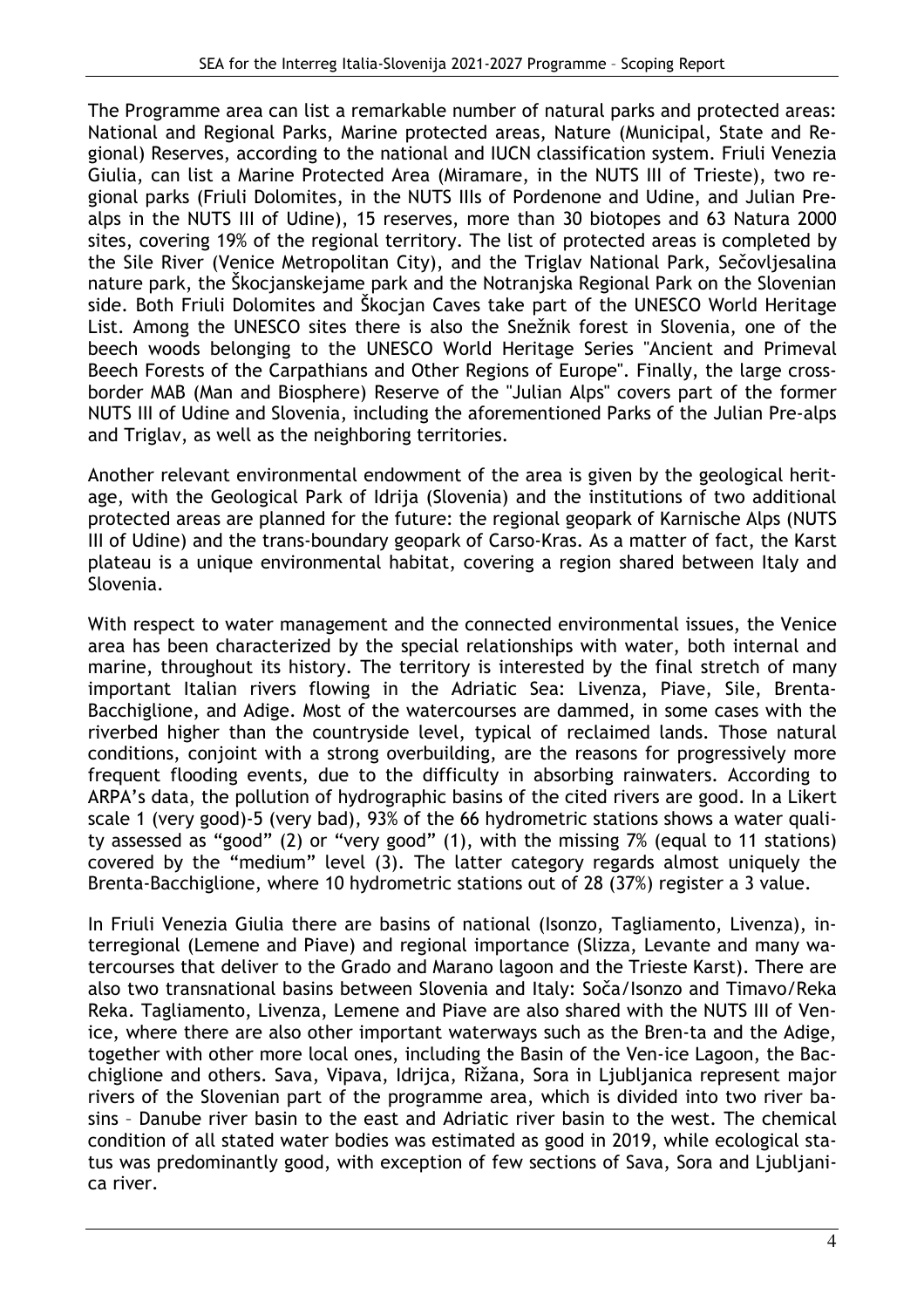The Programme area can list a remarkable number of natural parks and protected areas: National and Regional Parks, Marine protected areas, Nature (Municipal, State and Regional) Reserves, according to the national and IUCN classification system. Friuli Venezia Giulia, can list a Marine Protected Area (Miramare, in the NUTS III of Trieste), two regional parks (Friuli Dolomites, in the NUTS IIIs of Pordenone and Udine, and Julian Prealps in the NUTS III of Udine), 15 reserves, more than 30 biotopes and 63 Natura 2000 sites, covering 19% of the regional territory. The list of protected areas is completed by the Sile River (Venice Metropolitan City), and the Triglav National Park, Sečovljesalina nature park, the Škocjanskejame park and the Notranjska Regional Park on the Slovenian side. Both Friuli Dolomites and Škocjan Caves take part of the UNESCO World Heritage List. Among the UNESCO sites there is also the Snežnik forest in Slovenia, one of the beech woods belonging to the UNESCO World Heritage Series "Ancient and Primeval Beech Forests of the Carpathians and Other Regions of Europe". Finally, the large cross-border MAB (Man and Biosphere) Reserve of the "Julian Alps" covers part of the former NUTS III of Udine and Slovenia, including the aforementioned Parks of the Julian Pre-alps and Triglav, as well as the neighboring territories.

Another relevant environmental endowment of the area is given by the geological heritage, with the Geological Park of Idrija (Slovenia) and the institutions of two additional protected areas are planned for the future: the regional geopark of Karnische Alps (NUTS III of Udine) and the trans-boundary geopark of Carso-Kras. As a matter of fact, the Karst plateau is a unique environmental habitat, covering a region shared between Italy and Slovenia.

With respect to water management and the connected environmental issues, the Venice area has been characterized by the special relationships with water, both internal and marine, throughout its history. The territory is interested by the final stretch of many important Italian rivers flowing in the Adriatic Sea: Livenza, Piave, Sile, Brenta-Bacchiglione, and Adige. Most of the watercourses are dammed, in some cases with the riverbed higher than the countryside level, typical of reclaimed lands. Those natural conditions, conjoint with a strong overbuilding, are the reasons for progressively more frequent flooding events, due to the difficulty in absorbing rainwaters. According to ARPA's data, the pollution of hydrographic basins of the cited rivers are good. In a Likert scale 1 (very good)-5 (very bad), 93% of the 66 hydrometric stations shows a water quality assessed as "good" (2) or "very good" (1), with the missing 7% (equal to 11 stations) covered by the "medium" level (3). The latter category regards almost uniquely the Brenta-Bacchiglione, where 10 hydrometric stations out of 28 (37%) register a 3 value.

In Friuli Venezia Giulia there are basins of national (Isonzo, Tagliamento, Livenza), interregional (Lemene and Piave) and regional importance (Slizza, Levante and many watercourses that deliver to the Grado and Marano lagoon and the Trieste Karst). There are also two transnational basins between Slovenia and Italy: Soča/Isonzo and Timavo/Reka Reka. Tagliamento, Livenza, Lemene and Piave are also shared with the NUTS III of Venice, where there are also other important waterways such as the Bren-ta and the Adige, together with other more local ones, including the Basin of the Ven-ice Lagoon, the Bacchiglione and others. Sava, Vipava, Idrijca, Rižana, Sora in Ljubljanica represent major rivers of the Slovenian part of the programme area, which is divided into two river basins – Danube river basin to the east and Adriatic river basin to the west. The chemical condition of all stated water bodies was estimated as good in 2019, while ecological status was predominantly good, with exception of few sections of Sava, Sora and Ljubljanica river.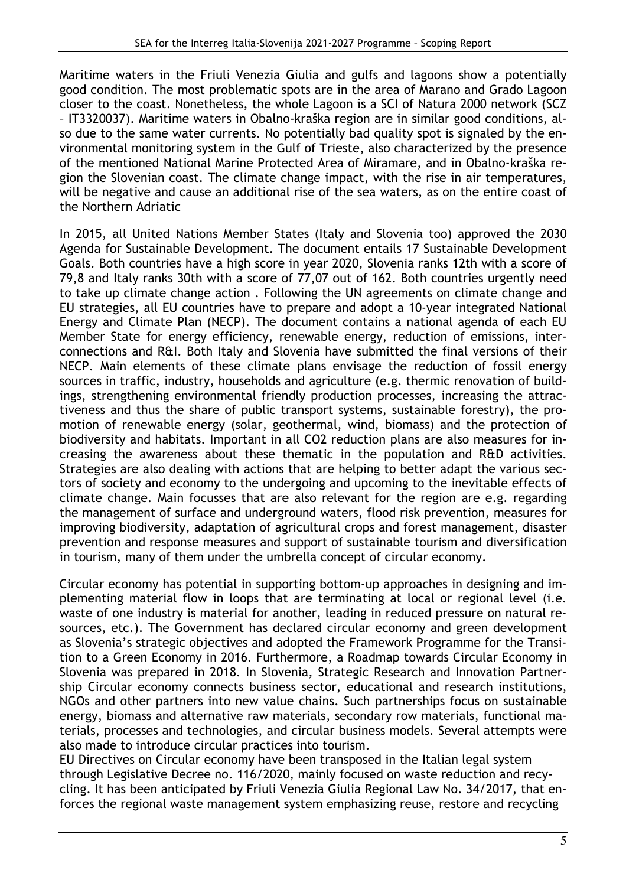Maritime waters in the Friuli Venezia Giulia and gulfs and lagoons show a potentially good condition. The most problematic spots are in the area of Marano and Grado Lagoon closer to the coast. Nonetheless, the whole Lagoon is a SCI of Natura 2000 network (SCZ – IT3320037). Maritime waters in Obalno-kraška region are in similar good conditions, also due to the same water currents. No potentially bad quality spot is signaled by the environmental monitoring system in the Gulf of Trieste, also characterized by the presence of the mentioned National Marine Protected Area of Miramare, and in Obalno-kraška region the Slovenian coast. The climate change impact, with the rise in air temperatures, will be negative and cause an additional rise of the sea waters, as on the entire coast of the Northern Adriatic

In 2015, all United Nations Member States (Italy and Slovenia too) approved the 2030 Agenda for Sustainable Development. The document entails 17 Sustainable Development Goals. Both countries have a high score in year 2020, Slovenia ranks 12th with a score of 79,8 and Italy ranks 30th with a score of 77,07 out of 162. Both countries urgently need to take up climate change action . Following the UN agreements on climate change and EU strategies, all EU countries have to prepare and adopt a 10-year integrated National Energy and Climate Plan (NECP). The document contains a national agenda of each EU Member State for energy efficiency, renewable energy, reduction of emissions, interconnections and R&I. Both Italy and Slovenia have submitted the final versions of their NECP. Main elements of these climate plans envisage the reduction of fossil energy sources in traffic, industry, households and agriculture (e.g. thermic renovation of buildings, strengthening environmental friendly production processes, increasing the attractiveness and thus the share of public transport systems, sustainable forestry), the promotion of renewable energy (solar, geothermal, wind, biomass) and the protection of biodiversity and habitats. Important in all CO2 reduction plans are also measures for increasing the awareness about these thematic in the population and R&D activities. Strategies are also dealing with actions that are helping to better adapt the various sectors of society and economy to the undergoing and upcoming to the inevitable effects of climate change. Main focusses that are also relevant for the region are e.g. regarding the management of surface and underground waters, flood risk prevention, measures for improving biodiversity, adaptation of agricultural crops and forest management, disaster prevention and response measures and support of sustainable tourism and diversification in tourism, many of them under the umbrella concept of circular economy.

Circular economy has potential in supporting bottom-up approaches in designing and implementing material flow in loops that are terminating at local or regional level (i.e. waste of one industry is material for another, leading in reduced pressure on natural resources, etc.). The Government has declared circular economy and green development as Slovenia's strategic objectives and adopted the Framework Programme for the Transition to a Green Economy in 2016. Furthermore, a Roadmap towards Circular Economy in Slovenia was prepared in 2018. In Slovenia, Strategic Research and Innovation Partnership Circular economy connects business sector, educational and research institutions, NGOs and other partners into new value chains. Such partnerships focus on sustainable energy, biomass and alternative raw materials, secondary row materials, functional materials, processes and technologies, and circular business models. Several attempts were also made to introduce circular practices into tourism.
EU Directives on Circular economy have been transposed in the Italian legal system through Legislative Decree no. 116/2020, mainly focused on waste reduction and recycling. It has been anticipated by Friuli Venezia Giulia Regional Law No. 34/2017, that enforces the regional waste management system emphasizing reuse, restore and recycling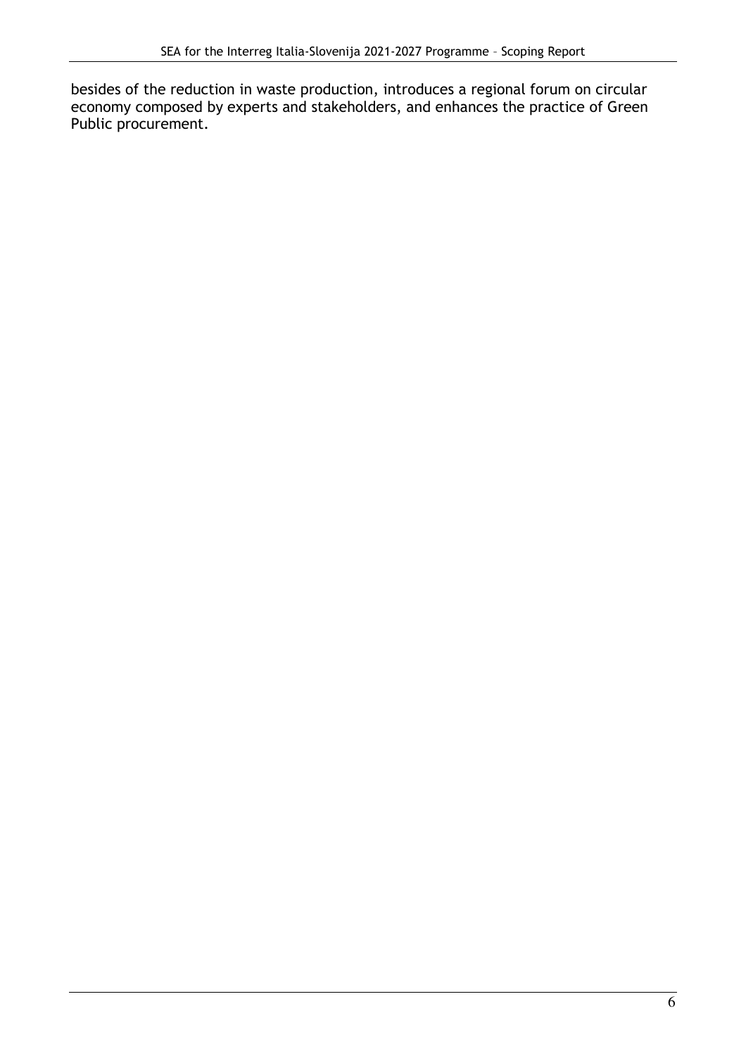besides of the reduction in waste production, introduces a regional forum on circular economy composed by experts and stakeholders, and enhances the practice of Green Public procurement.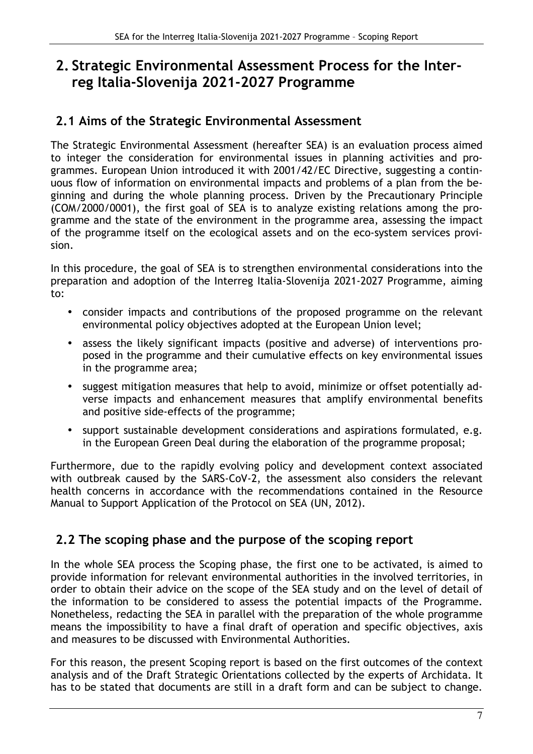# 2. Strategic Environmental Assessment Process for the Interreg Italia-Slovenija 2021-2027 Programme

## 2.1 Aims of the Strategic Environmental Assessment

The Strategic Environmental Assessment (hereafter SEA) is an evaluation process aimed to integer the consideration for environmental issues in planning activities and programmes. European Union introduced it with 2001/42/EC Directive, suggesting a continuous flow of information on environmental impacts and problems of a plan from the beginning and during the whole planning process. Driven by the Precautionary Principle (COM/2000/0001), the first goal of SEA is to analyze existing relations among the programme and the state of the environment in the programme area, assessing the impact of the programme itself on the ecological assets and on the eco-system services provision.

In this procedure, the goal of SEA is to strengthen environmental considerations into the preparation and adoption of the Interreg Italia-Slovenija 2021-2027 Programme, aiming to:

- consider impacts and contributions of the proposed programme on the relevant environmental policy objectives adopted at the European Union level;
- assess the likely significant impacts (positive and adverse) of interventions proposed in the programme and their cumulative effects on key environmental issues in the programme area;
- suggest mitigation measures that help to avoid, minimize or offset potentially adverse impacts and enhancement measures that amplify environmental benefits and positive side-effects of the programme;
- support sustainable development considerations and aspirations formulated, e.g. in the European Green Deal during the elaboration of the programme proposal;

Furthermore, due to the rapidly evolving policy and development context associated with outbreak caused by the SARS-CoV-2, the assessment also considers the relevant health concerns in accordance with the recommendations contained in the Resource Manual to Support Application of the Protocol on SEA (UN, 2012).

## 2.2 The scoping phase and the purpose of the scoping report

In the whole SEA process the Scoping phase, the first one to be activated, is aimed to provide information for relevant environmental authorities in the involved territories, in order to obtain their advice on the scope of the SEA study and on the level of detail of the information to be considered to assess the potential impacts of the Programme. Nonetheless, redacting the SEA in parallel with the preparation of the whole programme means the impossibility to have a final draft of operation and specific objectives, axis and measures to be discussed with Environmental Authorities.

For this reason, the present Scoping report is based on the first outcomes of the context analysis and of the Draft Strategic Orientations collected by the experts of Archidata. It has to be stated that documents are still in a draft form and can be subject to change.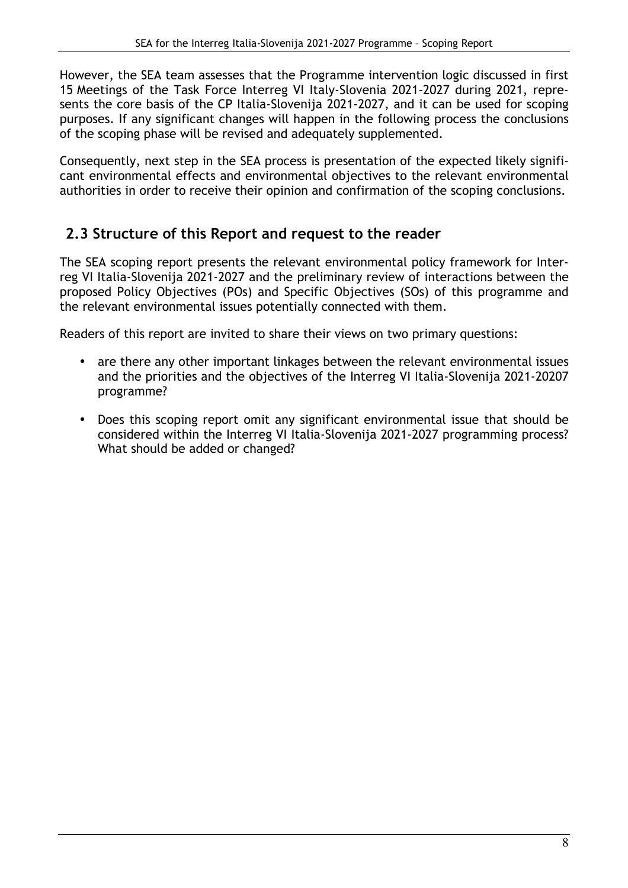However, the SEA team assesses that the Programme intervention logic discussed in first 15 Meetings of the Task Force Interreg VI Italy-Slovenia 2021-2027 during 2021, represents the core basis of the CP Italia-Slovenija 2021-2027, and it can be used for scoping purposes. If any significant changes will happen in the following process the conclusions of the scoping phase will be revised and adequately supplemented.

Consequently, next step in the SEA process is presentation of the expected likely significant environmental effects and environmental objectives to the relevant environmental authorities in order to receive their opinion and confirmation of the scoping conclusions.

## 2.3 Structure of this Report and request to the reader

The SEA scoping report presents the relevant environmental policy framework for Interreg VI Italia-Slovenija 2021-2027 and the preliminary review of interactions between the proposed Policy Objectives (POs) and Specific Objectives (SOs) of this programme and the relevant environmental issues potentially connected with them.

Readers of this report are invited to share their views on two primary questions:

- are there any other important linkages between the relevant environmental issues and the priorities and the objectives of the Interreg VI Italia-Slovenija 2021-20207 programme?
- Does this scoping report omit any significant environmental issue that should be considered within the Interreg VI Italia-Slovenija 2021-2027 programming process? What should be added or changed?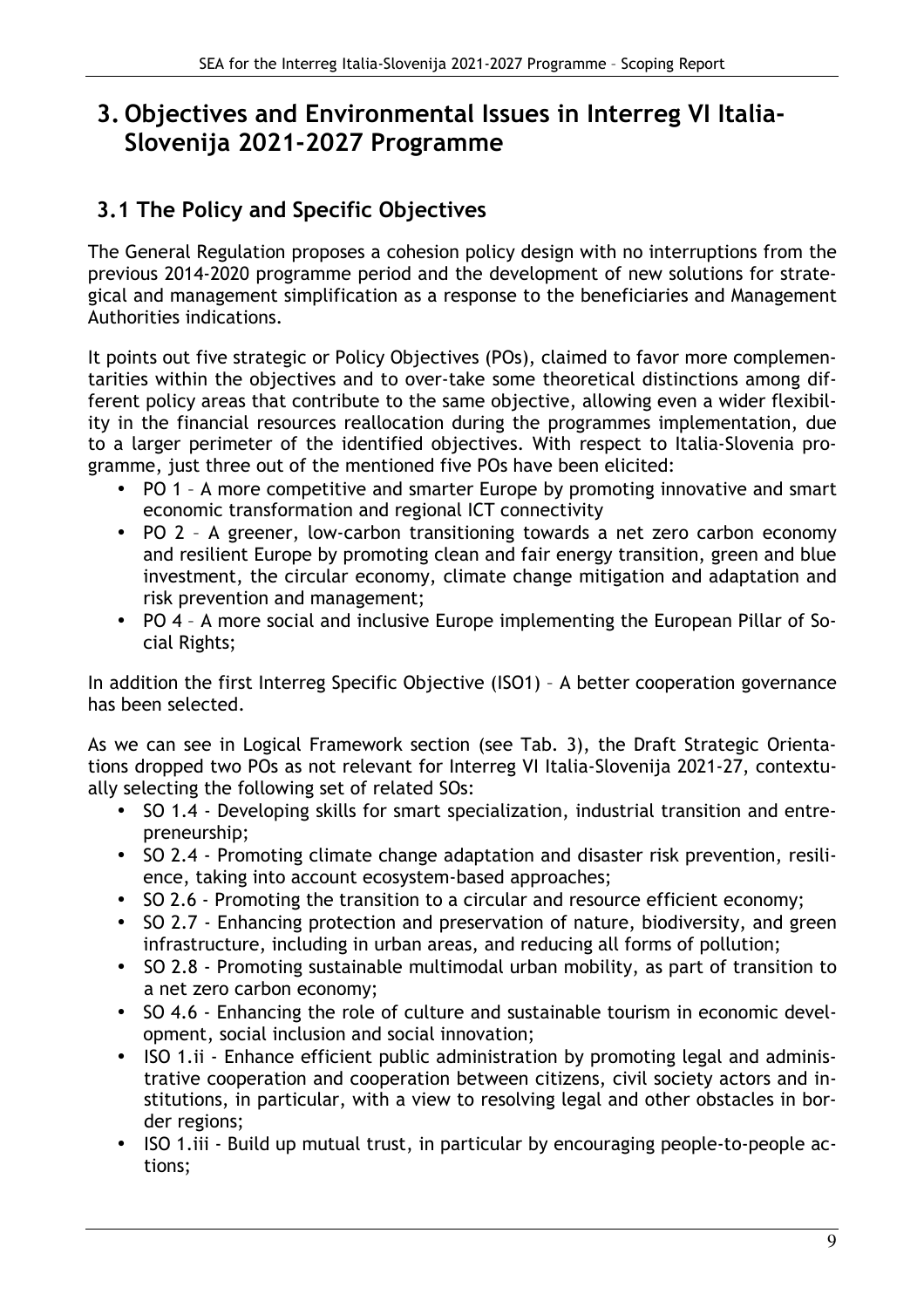# 3. Objectives and Environmental Issues in Interreg VI Italia-Slovenija 2021-2027 Programme

## 3.1 The Policy and Specific Objectives

The General Regulation proposes a cohesion policy design with no interruptions from the previous 2014-2020 programme period and the development of new solutions for strategical and management simplification as a response to the beneficiaries and Management Authorities indications.

It points out five strategic or Policy Objectives (POs), claimed to favor more complementarities within the objectives and to over-take some theoretical distinctions among different policy areas that contribute to the same objective, allowing even a wider flexibility in the financial resources reallocation during the programmes implementation, due to a larger perimeter of the identified objectives. With respect to Italia-Slovenia programme, just three out of the mentioned five POs have been elicited:

- PO 1 – A more competitive and smarter Europe by promoting innovative and smart economic transformation and regional ICT connectivity
- PO 2 – A greener, low-carbon transitioning towards a net zero carbon economy and resilient Europe by promoting clean and fair energy transition, green and blue investment, the circular economy, climate change mitigation and adaptation and risk prevention and management;
- PO 4 – A more social and inclusive Europe implementing the European Pillar of Social Rights;

In addition the first Interreg Specific Objective (ISO1) – A better cooperation governance has been selected.

As we can see in Logical Framework section (see Tab. 3), the Draft Strategic Orientations dropped two POs as not relevant for Interreg VI Italia-Slovenija 2021-27, contextually selecting the following set of related SOs:

- SO 1.4 - Developing skills for smart specialization, industrial transition and entrepreneurship;
- SO 2.4 - Promoting climate change adaptation and disaster risk prevention, resilience, taking into account ecosystem-based approaches;
- SO 2.6 - Promoting the transition to a circular and resource efficient economy;
- SO 2.7 - Enhancing protection and preservation of nature, biodiversity, and green infrastructure, including in urban areas, and reducing all forms of pollution;
- SO 2.8 - Promoting sustainable multimodal urban mobility, as part of transition to a net zero carbon economy;
- SO 4.6 - Enhancing the role of culture and sustainable tourism in economic development, social inclusion and social innovation;
- ISO 1.ii - Enhance efficient public administration by promoting legal and administrative cooperation and cooperation between citizens, civil society actors and institutions, in particular, with a view to resolving legal and other obstacles in border regions;
- ISO 1.iii - Build up mutual trust, in particular by encouraging people-to-people actions;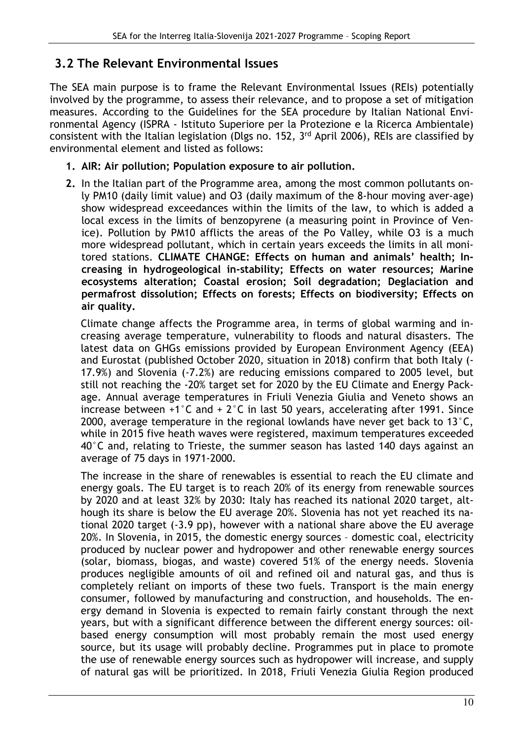## 3.2 The Relevant Environmental Issues

The SEA main purpose is to frame the Relevant Environmental Issues (REIs) potentially involved by the programme, to assess their relevance, and to propose a set of mitigation measures. According to the Guidelines for the SEA procedure by Italian National Environmental Agency (ISPRA - Istituto Superiore per la Protezione e la Ricerca Ambientale) consistent with the Italian legislation (Dlgs no. 152, 3rd April 2006), REIs are classified by environmental element and listed as follows:

1. **AIR: Air pollution; Population exposure to air pollution.**
2. In the Italian part of the Programme area, among the most common pollutants only PM10 (daily limit value) and O3 (daily maximum of the 8-hour moving aver-age) show widespread exceedances within the limits of the law, to which is added a local excess in the limits of benzopyrene (a measuring point in Province of Venice). Pollution by PM10 afflicts the areas of the Po Valley, while O3 is a much more widespread pollutant, which in certain years exceeds the limits in all monitored stations. **CLIMATE CHANGE: Effects on human and animals' health; Increasing in hydrogeological in-stability; Effects on water resources; Marine ecosystems alteration; Coastal erosion; Soil degradation; Deglaciation and permafrost dissolution; Effects on forests; Effects on biodiversity; Effects on air quality.**

   Climate change affects the Programme area, in terms of global warming and increasing average temperature, vulnerability to floods and natural disasters. The latest data on GHGs emissions provided by European Environment Agency (EEA) and Eurostat (published October 2020, situation in 2018) confirm that both Italy (-17.9%) and Slovenia (-7.2%) are reducing emissions compared to 2005 level, but still not reaching the -20% target set for 2020 by the EU Climate and Energy Package. Annual average temperatures in Friuli Venezia Giulia and Veneto shows an increase between +1°C and + 2°C in last 50 years, accelerating after 1991. Since 2000, average temperature in the regional lowlands have never get back to 13°C, while in 2015 five heath waves were registered, maximum temperatures exceeded 40°C and, relating to Trieste, the summer season has lasted 140 days against an average of 75 days in 1971-2000.

   The increase in the share of renewables is essential to reach the EU climate and energy goals. The EU target is to reach 20% of its energy from renewable sources by 2020 and at least 32% by 2030: Italy has reached its national 2020 target, although its share is below the EU average 20%. Slovenia has not yet reached its national 2020 target (-3.9 pp), however with a national share above the EU average 20%. In Slovenia, in 2015, the domestic energy sources – domestic coal, electricity produced by nuclear power and hydropower and other renewable energy sources (solar, biomass, biogas, and waste) covered 51% of the energy needs. Slovenia produces negligible amounts of oil and refined oil and natural gas, and thus is completely reliant on imports of these two fuels. Transport is the main energy consumer, followed by manufacturing and construction, and households. The energy demand in Slovenia is expected to remain fairly constant through the next years, but with a significant difference between the different energy sources: oil-based energy consumption will most probably remain the most used energy source, but its usage will probably decline. Programmes put in place to promote the use of renewable energy sources such as hydropower will increase, and supply of natural gas will be prioritized. In 2018, Friuli Venezia Giulia Region produced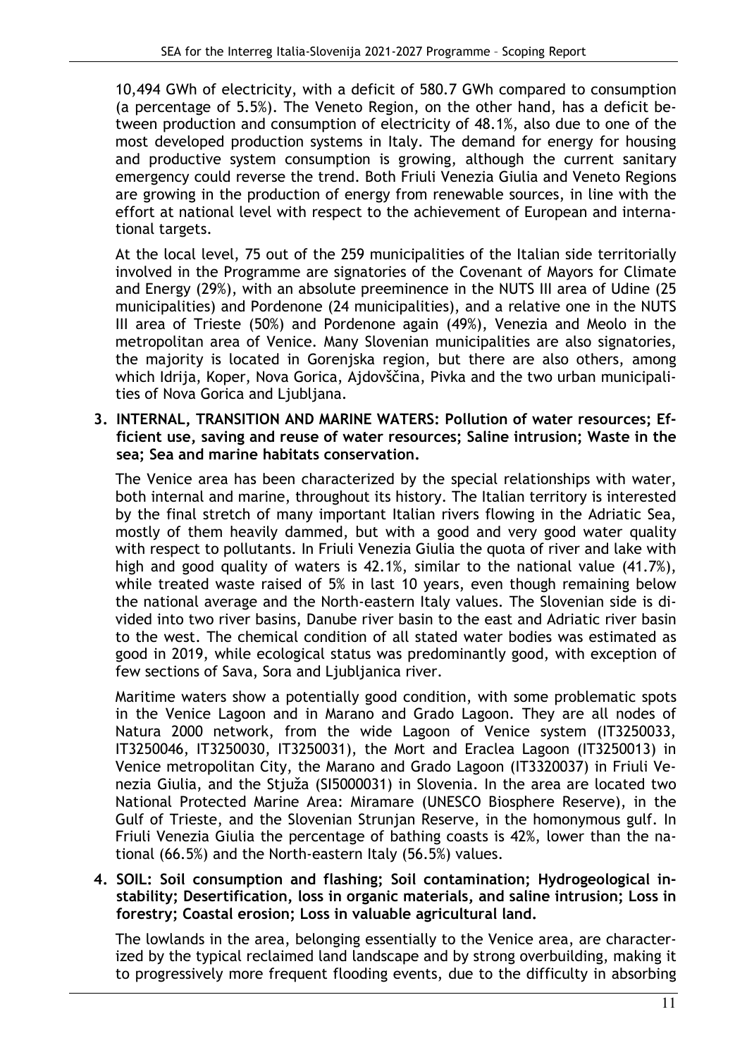10,494 GWh of electricity, with a deficit of 580.7 GWh compared to consumption (a percentage of 5.5%). The Veneto Region, on the other hand, has a deficit between production and consumption of electricity of 48.1%, also due to one of the most developed production systems in Italy. The demand for energy for housing and productive system consumption is growing, although the current sanitary emergency could reverse the trend. Both Friuli Venezia Giulia and Veneto Regions are growing in the production of energy from renewable sources, in line with the effort at national level with respect to the achievement of European and international targets.

At the local level, 75 out of the 259 municipalities of the Italian side territorially involved in the Programme are signatories of the Covenant of Mayors for Climate and Energy (29%), with an absolute preeminence in the NUTS III area of Udine (25 municipalities) and Pordenone (24 municipalities), and a relative one in the NUTS III area of Trieste (50%) and Pordenone again (49%), Venezia and Meolo in the metropolitan area of Venice. Many Slovenian municipalities are also signatories, the majority is located in Gorenjska region, but there are also others, among which Idrija, Koper, Nova Gorica, Ajdovščina, Pivka and the two urban municipalities of Nova Gorica and Ljubljana.

3. **INTERNAL, TRANSITION AND MARINE WATERS: Pollution of water resources; Efficient use, saving and reuse of water resources; Saline intrusion; Waste in the sea; Sea and marine habitats conservation.**

   The Venice area has been characterized by the special relationships with water, both internal and marine, throughout its history. The Italian territory is interested by the final stretch of many important Italian rivers flowing in the Adriatic Sea, mostly of them heavily dammed, but with a good and very good water quality with respect to pollutants. In Friuli Venezia Giulia the quota of river and lake with high and good quality of waters is 42.1%, similar to the national value (41.7%), while treated waste raised of 5% in last 10 years, even though remaining below the national average and the North-eastern Italy values. The Slovenian side is divided into two river basins, Danube river basin to the east and Adriatic river basin to the west. The chemical condition of all stated water bodies was estimated as good in 2019, while ecological status was predominantly good, with exception of few sections of Sava, Sora and Ljubljanica river.

   Maritime waters show a potentially good condition, with some problematic spots in the Venice Lagoon and in Marano and Grado Lagoon. They are all nodes of Natura 2000 network, from the wide Lagoon of Venice system (IT3250033, IT3250046, IT3250030, IT3250031), the Mort and Eraclea Lagoon (IT3250013) in Venice metropolitan City, the Marano and Grado Lagoon (IT3320037) in Friuli Venezia Giulia, and the Stjuža (SI5000031) in Slovenia. In the area are located two National Protected Marine Area: Miramare (UNESCO Biosphere Reserve), in the Gulf of Trieste, and the Slovenian Strunjan Reserve, in the homonymous gulf. In Friuli Venezia Giulia the percentage of bathing coasts is 42%, lower than the national (66.5%) and the North-eastern Italy (56.5%) values.

4. **SOIL: Soil consumption and flashing; Soil contamination; Hydrogeological instability; Desertification, loss in organic materials, and saline intrusion; Loss in forestry; Coastal erosion; Loss in valuable agricultural land.**

   The lowlands in the area, belonging essentially to the Venice area, are characterized by the typical reclaimed land landscape and by strong overbuilding, making it to progressively more frequent flooding events, due to the difficulty in absorbing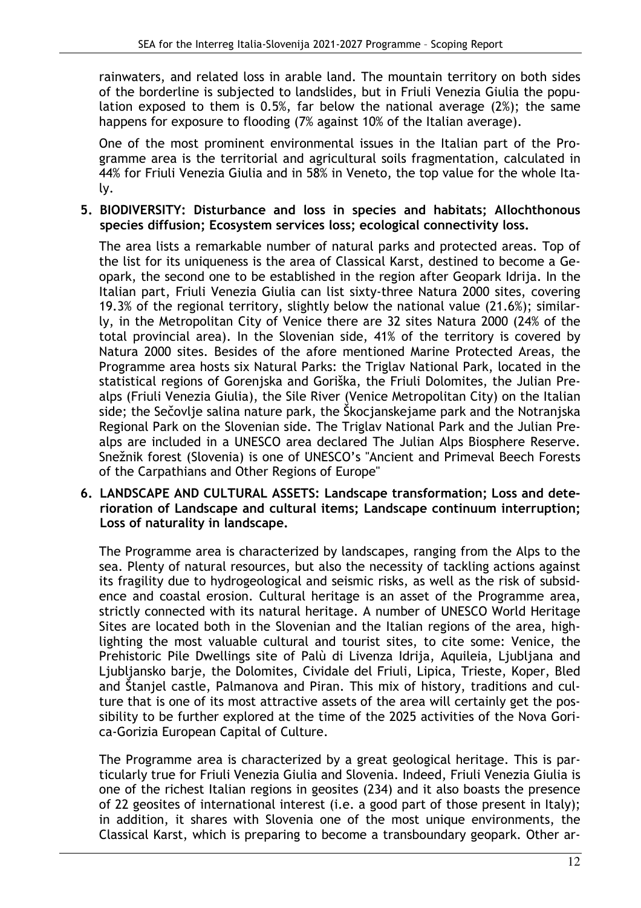rainwaters, and related loss in arable land. The mountain territory on both sides of the borderline is subjected to landslides, but in Friuli Venezia Giulia the population exposed to them is 0.5%, far below the national average (2%); the same happens for exposure to flooding (7% against 10% of the Italian average).

One of the most prominent environmental issues in the Italian part of the Programme area is the territorial and agricultural soils fragmentation, calculated in 44% for Friuli Venezia Giulia and in 58% in Veneto, the top value for the whole Italy.

5. **BIODIVERSITY: Disturbance and loss in species and habitats; Allochthonous species diffusion; Ecosystem services loss; ecological connectivity loss.**

   The area lists a remarkable number of natural parks and protected areas. Top of the list for its uniqueness is the area of Classical Karst, destined to become a Geopark, the second one to be established in the region after Geopark Idrija. In the Italian part, Friuli Venezia Giulia can list sixty-three Natura 2000 sites, covering 19.3% of the regional territory, slightly below the national value (21.6%); similarly, in the Metropolitan City of Venice there are 32 sites Natura 2000 (24% of the total provincial area). In the Slovenian side, 41% of the territory is covered by Natura 2000 sites. Besides of the afore mentioned Marine Protected Areas, the Programme area hosts six Natural Parks: the Triglav National Park, located in the statistical regions of Gorenjska and Goriška, the Friuli Dolomites, the Julian Prealps (Friuli Venezia Giulia), the Sile River (Venice Metropolitan City) on the Italian side; the Sečovlje salina nature park, the Škocjanskejame park and the Notranjska Regional Park on the Slovenian side. The Triglav National Park and the Julian Prealps are included in a UNESCO area declared The Julian Alps Biosphere Reserve. Snežnik forest (Slovenia) is one of UNESCO's "Ancient and Primeval Beech Forests of the Carpathians and Other Regions of Europe"

6. **LANDSCAPE AND CULTURAL ASSETS: Landscape transformation; Loss and deterioration of Landscape and cultural items; Landscape continuum interruption; Loss of naturality in landscape.**

   The Programme area is characterized by landscapes, ranging from the Alps to the sea. Plenty of natural resources, but also the necessity of tackling actions against its fragility due to hydrogeological and seismic risks, as well as the risk of subsidence and coastal erosion. Cultural heritage is an asset of the Programme area, strictly connected with its natural heritage. A number of UNESCO World Heritage Sites are located both in the Slovenian and the Italian regions of the area, highlighting the most valuable cultural and tourist sites, to cite some: Venice, the Prehistoric Pile Dwellings site of Palù di Livenza Idrija, Aquileia, Ljubljana and Ljubljansko barje, the Dolomites, Cividale del Friuli, Lipica, Trieste, Koper, Bled and Štanjel castle, Palmanova and Piran. This mix of history, traditions and culture that is one of its most attractive assets of the area will certainly get the possibility to be further explored at the time of the 2025 activities of the Nova Gorica-Gorizia European Capital of Culture.

   The Programme area is characterized by a great geological heritage. This is particularly true for Friuli Venezia Giulia and Slovenia. Indeed, Friuli Venezia Giulia is one of the richest Italian regions in geosites (234) and it also boasts the presence of 22 geosites of international interest (i.e. a good part of those present in Italy); in addition, it shares with Slovenia one of the most unique environments, the Classical Karst, which is preparing to become a transboundary geopark. Other ar-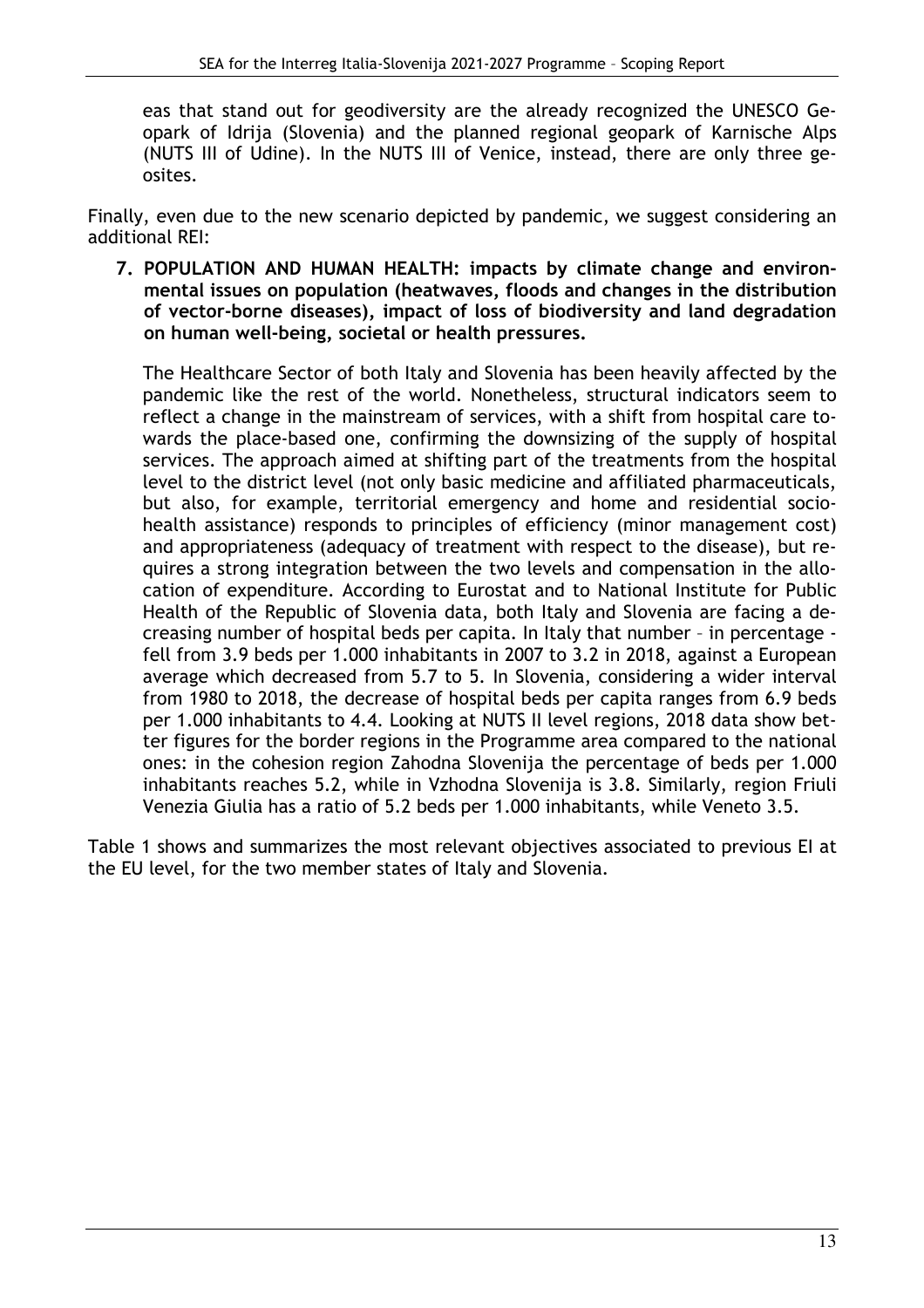eas that stand out for geodiversity are the already recognized the UNESCO Geopark of Idrija (Slovenia) and the planned regional geopark of Karnische Alps (NUTS III of Udine). In the NUTS III of Venice, instead, there are only three geosites.

Finally, even due to the new scenario depicted by pandemic, we suggest considering an additional REI:

7. **POPULATION AND HUMAN HEALTH: impacts by climate change and environmental issues on population (heatwaves, floods and changes in the distribution of vector-borne diseases), impact of loss of biodiversity and land degradation on human well-being, societal or health pressures.**

   The Healthcare Sector of both Italy and Slovenia has been heavily affected by the pandemic like the rest of the world. Nonetheless, structural indicators seem to reflect a change in the mainstream of services, with a shift from hospital care towards the place-based one, confirming the downsizing of the supply of hospital services. The approach aimed at shifting part of the treatments from the hospital level to the district level (not only basic medicine and affiliated pharmaceuticals, but also, for example, territorial emergency and home and residential socio-health assistance) responds to principles of efficiency (minor management cost) and appropriateness (adequacy of treatment with respect to the disease), but requires a strong integration between the two levels and compensation in the allocation of expenditure. According to Eurostat and to National Institute for Public Health of the Republic of Slovenia data, both Italy and Slovenia are facing a decreasing number of hospital beds per capita. In Italy that number – in percentage - fell from 3.9 beds per 1.000 inhabitants in 2007 to 3.2 in 2018, against a European average which decreased from 5.7 to 5. In Slovenia, considering a wider interval from 1980 to 2018, the decrease of hospital beds per capita ranges from 6.9 beds per 1.000 inhabitants to 4.4. Looking at NUTS II level regions, 2018 data show better figures for the border regions in the Programme area compared to the national ones: in the cohesion region Zahodna Slovenija the percentage of beds per 1.000 inhabitants reaches 5.2, while in Vzhodna Slovenija is 3.8. Similarly, region Friuli Venezia Giulia has a ratio of 5.2 beds per 1.000 inhabitants, while Veneto 3.5.

Table 1 shows and summarizes the most relevant objectives associated to previous EI at the EU level, for the two member states of Italy and Slovenia.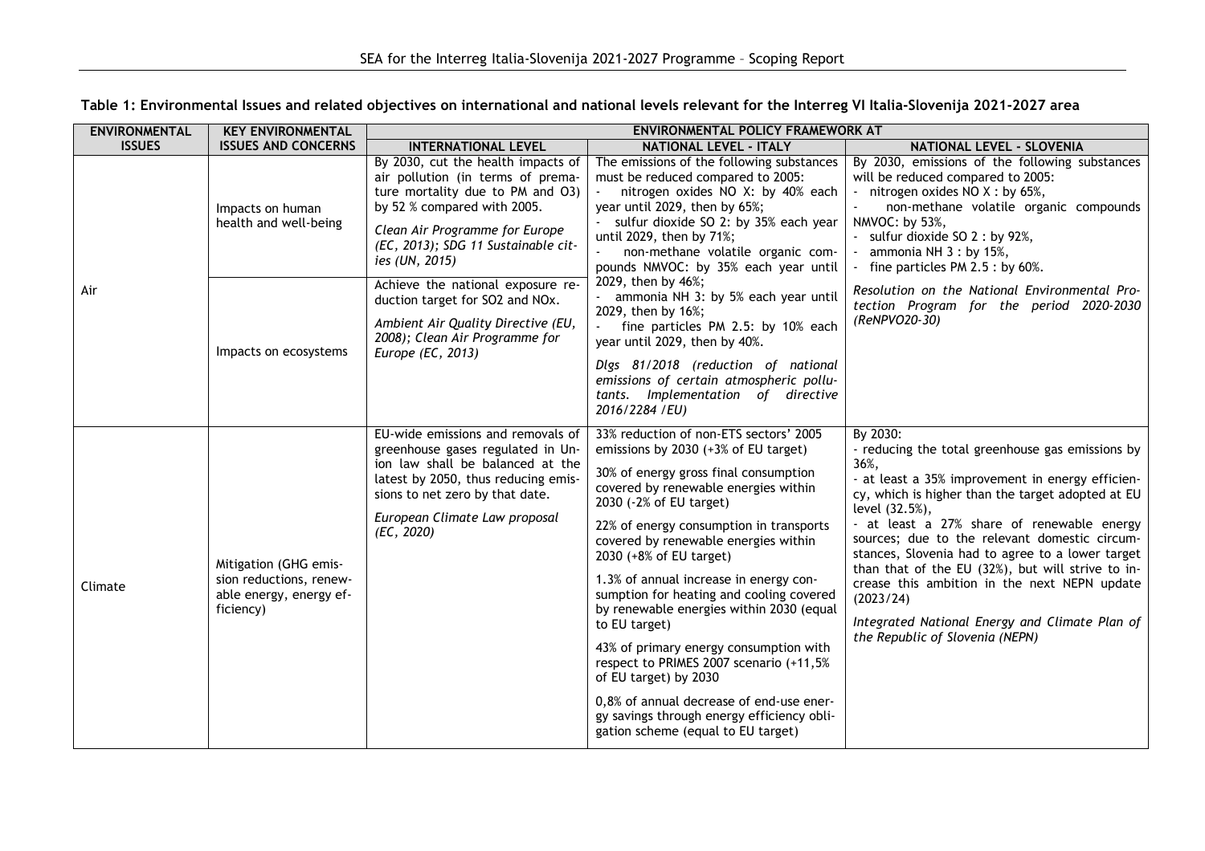**Table 1: Environmental Issues and related objectives on international and national levels relevant for the Interreg VI Italia-Slovenija 2021-2027 area**

| ENVIRONMENTAL ISSUES | KEY ENVIRONMENTAL ISSUES AND CONCERNS | ENVIRONMENTAL POLICY FRAMEWORK AT | | |
|---|---|---|---|---|
| | | INTERNATIONAL LEVEL | NATIONAL LEVEL - ITALY | NATIONAL LEVEL - SLOVENIA |
| Air | Impacts on human health and well-being | By 2030, cut the health impacts of air pollution (in terms of premature mortality due to PM and $O_3$) by 52 % compared with 2005.<br>*Clean Air Programme for Europe (EC, 2013); SDG 11 Sustainable cities (UN, 2015)* | The emissions of the following substances must be reduced compared to 2005:<br>- nitrogen oxides $NO_X$: by 40% each year until 2029, then by 65%;<br>- sulfur dioxide $SO_2$: by 35% each year until 2029, then by 71%;<br>- non-methane volatile organic compounds NMVOC: by 35% each year until 2029, then by 46%;<br>- ammonia $NH_3$: by 5% each year until 2029, then by 16%;<br>- fine particles PM 2.5: by 10% each year until 2029, then by 40%.<br>*Dlgs 81/2018 (reduction of national emissions of certain atmospheric pollutants. Implementation of directive 2016/2284 /EU)* | By 2030, emissions of the following substances will be reduced compared to 2005:<br>- nitrogen oxides $NO_X$ : by 65%,<br>- non-methane volatile organic compounds NMVOC: by 53%,<br>- sulfur dioxide $SO_2$ : by 92%,<br>- ammonia $NH_3$ : by 15%,<br>- fine particles PM 2.5 : by 60%.<br>*Resolution on the National Environmental Protection Program for the period 2020-2030 (ReNPVO20-30)* |
| | Impacts on ecosystems | Achieve the national exposure reduction target for $SO_2$ and $NO_x$.<br>*Ambient Air Quality Directive (EU, 2008); Clean Air Programme for Europe (EC, 2013)* | | |
| Climate | Mitigation (GHG emission reductions, renewable energy, energy efficiency) | EU-wide emissions and removals of greenhouse gases regulated in Union law shall be balanced at the latest by 2050, thus reducing emissions to net zero by that date.<br>*European Climate Law proposal (EC, 2020)* | 33% reduction of non-ETS sectors' 2005 emissions by 2030 (+3% of EU target)<br>30% of energy gross final consumption covered by renewable energies within 2030 (-2% of EU target)<br>22% of energy consumption in transports covered by renewable energies within 2030 (+8% of EU target)<br>1.3% of annual increase in energy consumption for heating and cooling covered by renewable energies within 2030 (equal to EU target)<br>43% of primary energy consumption with respect to PRIMES 2007 scenario (+11,5% of EU target) by 2030<br>0,8% of annual decrease of end-use energy savings through energy efficiency obligation scheme (equal to EU target) | By 2030:<br>- reducing the total greenhouse gas emissions by 36%,<br>- at least a 35% improvement in energy efficiency, which is higher than the target adopted at EU level (32.5%),<br>- at least a 27% share of renewable energy sources; due to the relevant domestic circumstances, Slovenia had to agree to a lower target than that of the EU (32%), but will strive to increase this ambition in the next NEPN update (2023/24)<br>*Integrated National Energy and Climate Plan of the Republic of Slovenia (NEPN)* |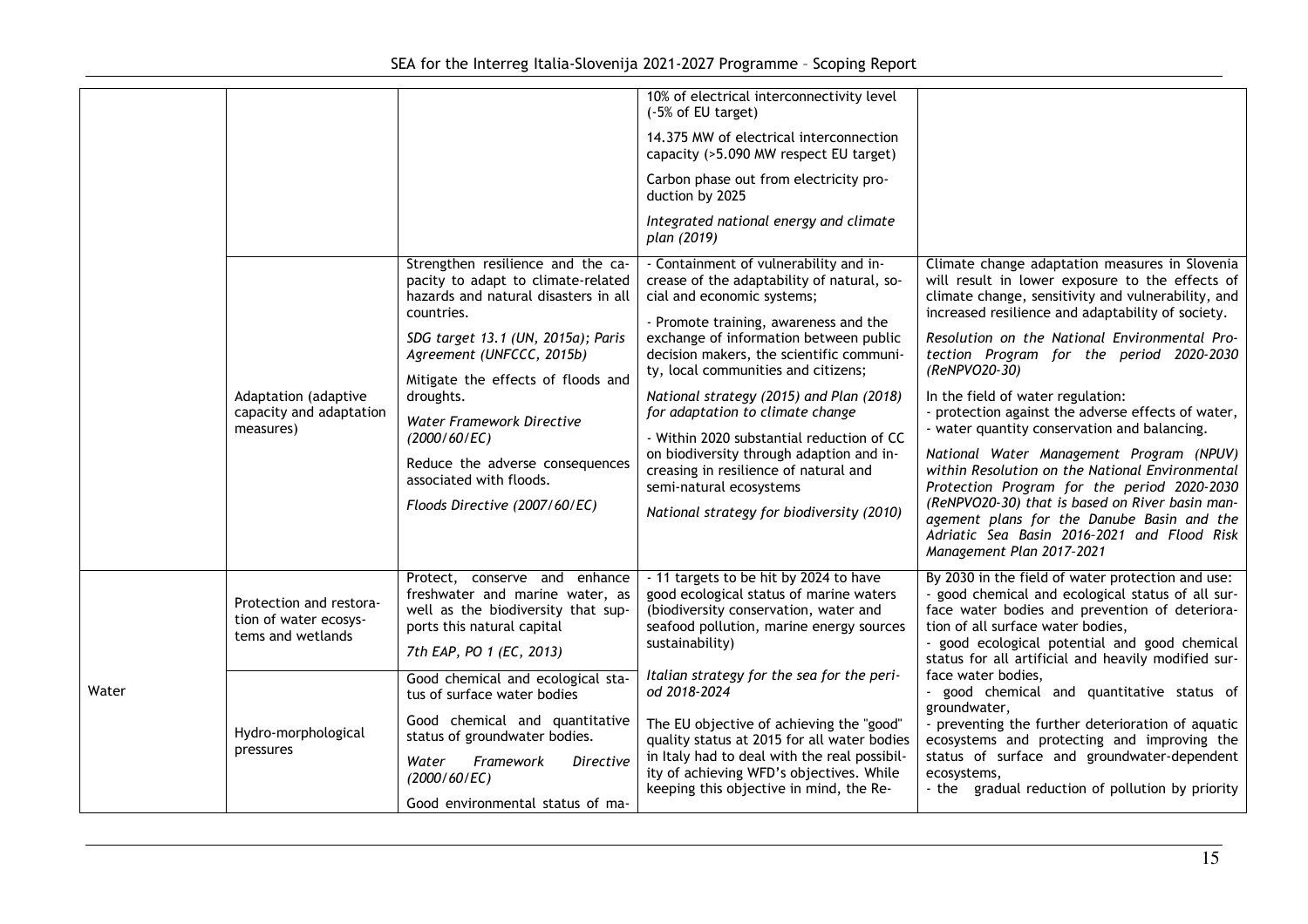| | | | | |
|---|---|---|---|---|
| | | | 10% of electrical interconnectivity level (-5% of EU target)<br><br>14.375 MW of electrical interconnection capacity (>5.090 MW respect EU target)<br><br>Carbon phase out from electricity production by 2025<br><br>*Integrated national energy and climate plan (2019)* | |
| | Adaptation (adaptive capacity and adaptation measures) | Strengthen resilience and the capacity to adapt to climate-related hazards and natural disasters in all countries.<br><br>*SDG target 13.1 (UN, 2015a); Paris Agreement (UNFCCC, 2015b)*<br><br>Mitigate the effects of floods and droughts.<br><br>*Water Framework Directive (2000/60/EC)*<br><br>Reduce the adverse consequences associated with floods.<br><br>*Floods Directive (2007/60/EC)* | - Containment of vulnerability and increase of the adaptability of natural, social and economic systems;<br><br>- Promote training, awareness and the exchange of information between public decision makers, the scientific community, local communities and citizens;<br><br>*National strategy (2015) and Plan (2018) for adaptation to climate change*<br><br>- Within 2020 substantial reduction of CC on biodiversity through adaption and increasing in resilience of natural and semi-natural ecosystems<br><br>*National strategy for biodiversity (2010)* | Climate change adaptation measures in Slovenia will result in lower exposure to the effects of climate change, sensitivity and vulnerability, and increased resilience and adaptability of society.<br><br>*Resolution on the National Environmental Protection Program for the period 2020-2030 (ReNPVO20-30)*<br><br>In the field of water regulation:<br>- protection against the adverse effects of water,<br>- water quantity conservation and balancing.<br><br>*National Water Management Program (NPUV) within Resolution on the National Environmental Protection Program for the period 2020-2030 (ReNPVO20-30) that is based on River basin management plans for the Danube Basin and the Adriatic Sea Basin 2016-2021 and Flood Risk Management Plan 2017-2021* |
| Water | Protection and restoration of water ecosystems and wetlands | Protect, conserve and enhance freshwater and marine water, as well as the biodiversity that supports this natural capital<br><br>*7th EAP, PO 1 (EC, 2013)* | - 11 targets to be hit by 2024 to have good ecological status of marine waters (biodiversity conservation, water and seafood pollution, marine energy sources sustainability)<br><br>*Italian strategy for the sea for the period 2018-2024*<br><br>The EU objective of achieving the "good" quality status at 2015 for all water bodies in Italy had to deal with the real possibility of achieving WFD's objectives. While keeping this objective in mind, the Re- | By 2030 in the field of water protection and use:<br>- good chemical and ecological status of all surface water bodies and prevention of deterioration of all surface water bodies,<br>- good ecological potential and good chemical status for all artificial and heavily modified surface water bodies,<br>- good chemical and quantitative status of groundwater,<br>- preventing the further deterioration of aquatic ecosystems and protecting and improving the status of surface and groundwater-dependent ecosystems,<br>- the gradual reduction of pollution by priority |
| | Hydro-morphological pressures | Good chemical and ecological status of surface water bodies<br><br>Good chemical and quantitative status of groundwater bodies.<br><br>*Water Framework Directive (2000/60/EC)*<br><br>Good environmental status of ma- | | |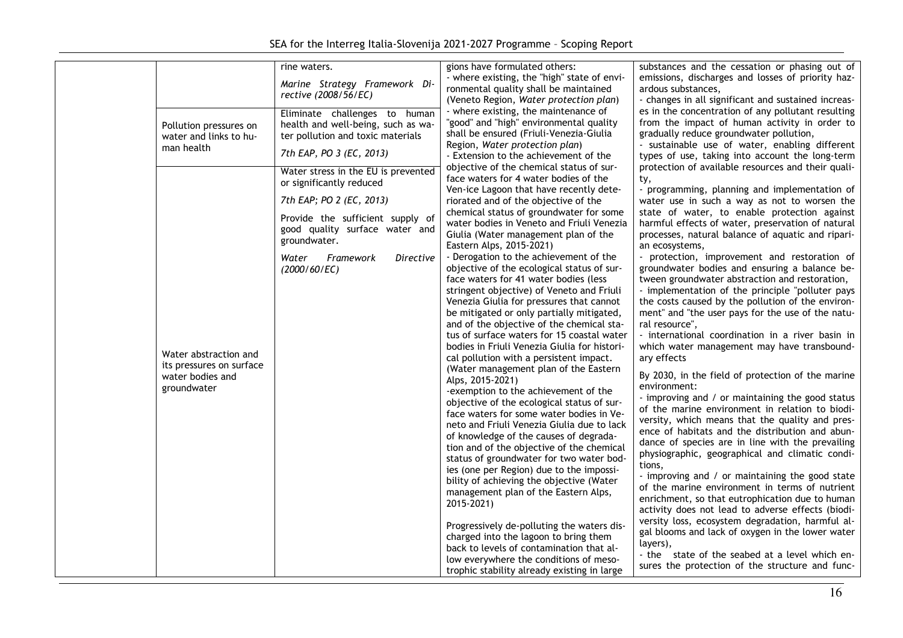| | | | | |
|---|---|---|---|---|
| | | rine waters.<br><br>*Marine Strategy Framework Directive (2008/56/EC)* | gions have formulated others:<br>- where existing, the "high" state of environmental quality shall be maintained (Veneto Region, *Water protection plan*)<br>- where existing, the maintenance of "good" and "high" environmental quality shall be ensured (Friuli-Venezia-Giulia Region, *Water protection plan*)<br>- Extension to the achievement of the objective of the chemical status of surface waters for 4 water bodies of the Ven-ice Lagoon that have recently deteriorated and of the objective of the chemical status of groundwater for some water bodies in Veneto and Friuli Venezia Giulia (Water management plan of the Eastern Alps, 2015-2021)<br>- Derogation to the achievement of the objective of the ecological status of surface waters for 41 water bodies (less stringent objective) of Veneto and Friuli Venezia Giulia for pressures that cannot be mitigated or only partially mitigated, and of the objective of the chemical status of surface waters for 15 coastal water bodies in Friuli Venezia Giulia for historical pollution with a persistent impact. (Water management plan of the Eastern Alps, 2015-2021)<br>-exemption to the achievement of the objective of the ecological status of surface waters for some water bodies in Veneto and Friuli Venezia Giulia due to lack of knowledge of the causes of degradation and of the objective of the chemical status of groundwater for two water bodies (one per Region) due to the impossibility of achieving the objective (Water management plan of the Eastern Alps, 2015-2021)<br><br>Progressively de-polluting the waters discharged into the lagoon to bring them back to levels of contamination that allow everywhere the conditions of mesotrophic stability already existing in large | substances and the cessation or phasing out of emissions, discharges and losses of priority hazardous substances,<br>- changes in all significant and sustained increases in the concentration of any pollutant resulting from the impact of human activity in order to gradually reduce groundwater pollution,<br>- sustainable use of water, enabling different types of use, taking into account the long-term protection of available resources and their quality,<br>- programming, planning and implementation of water use in such a way as not to worsen the state of water, to enable protection against harmful effects of water, preservation of natural processes, natural balance of aquatic and riparian ecosystems,<br>- protection, improvement and restoration of groundwater bodies and ensuring a balance between groundwater abstraction and restoration,<br>- implementation of the principle "polluter pays the costs caused by the pollution of the environment" and "the user pays for the use of the natural resource",<br>- international coordination in a river basin in which water management may have transboundary effects<br><br>By 2030, in the field of protection of the marine environment:<br>- improving and / or maintaining the good status of the marine environment in relation to biodiversity, which means that the quality and presence of habitats and the distribution and abundance of species are in line with the prevailing physiographic, geographical and climatic conditions,<br>- improving and / or maintaining the good state of the marine environment in terms of nutrient enrichment, so that eutrophication due to human activity does not lead to adverse effects (biodiversity loss, ecosystem degradation, harmful algal blooms and lack of oxygen in the lower water layers),<br>- the state of the seabed at a level which ensures the protection of the structure and func- |
| | Pollution pressures on water and links to human health | Eliminate challenges to human health and well-being, such as water pollution and toxic materials<br><br>*7th EAP, PO 3 (EC, 2013)* | | |
| | Water abstraction and its pressures on surface water bodies and groundwater | Water stress in the EU is prevented or significantly reduced<br><br>*7th EAP; PO 2 (EC, 2013)*<br><br>Provide the sufficient supply of good quality surface water and groundwater.<br><br>*Water Framework Directive (2000/60/EC)* | | |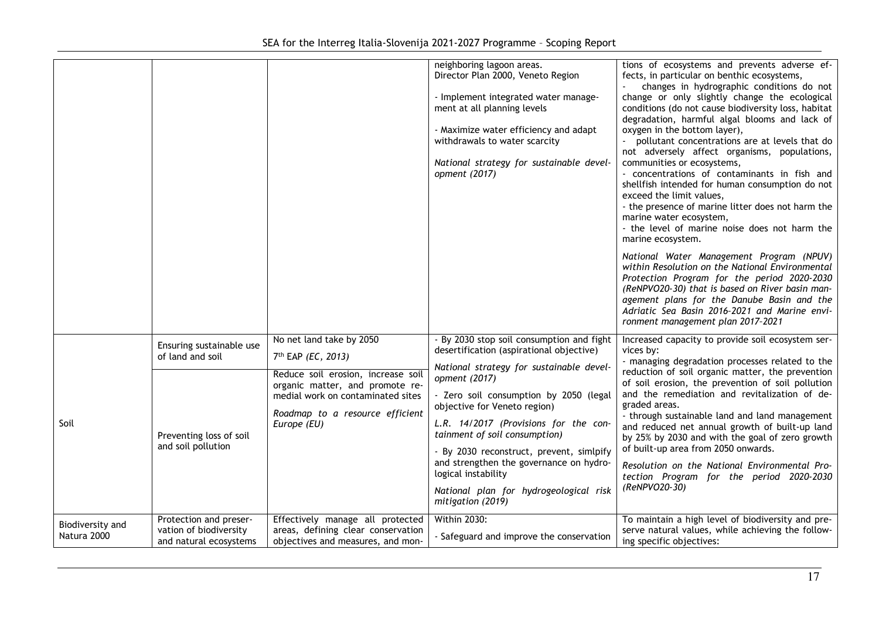| | | | | |
|---|---|---|---|---|
| | | | neighboring lagoon areas.<br>Director Plan 2000, Veneto Region<br><br>- Implement integrated water management at all planning levels<br><br>- Maximize water efficiency and adapt withdrawals to water scarcity<br><br>*National strategy for sustainable development (2017)* | tions of ecosystems and prevents adverse effects, in particular on benthic ecosystems,<br>- changes in hydrographic conditions do not change or only slightly change the ecological conditions (do not cause biodiversity loss, habitat degradation, harmful algal blooms and lack of oxygen in the bottom layer),<br>- pollutant concentrations are at levels that do not adversely affect organisms, populations, communities or ecosystems,<br>- concentrations of contaminants in fish and shellfish intended for human consumption do not exceed the limit values,<br>- the presence of marine litter does not harm the marine water ecosystem,<br>- the level of marine noise does not harm the marine ecosystem.<br><br>*National Water Management Program (NPUV) within Resolution on the National Environmental Protection Program for the period 2020-2030 (ReNPVO20-30) that is based on River basin management plans for the Danube Basin and the Adriatic Sea Basin 2016-2021 and Marine environment management plan 2017-2021* |
| Soil | Ensuring sustainable use of land and soil | No net land take by 2050<br>7th EAP *(EC, 2013)* | - By 2030 stop soil consumption and fight desertification (aspirational objective)<br>*National strategy for sustainable development (2017)*<br>- Zero soil consumption by 2050 (legal objective for Veneto region)<br>*L.R. 14/2017 (Provisions for the containment of soil consumption)*<br>- By 2030 reconstruct, prevent, simlpify and strengthen the governance on hydrological instability<br>*National plan for hydrogeological risk mitigation (2019)* | Increased capacity to provide soil ecosystem services by:<br>- managing degradation processes related to the reduction of soil organic matter, the prevention of soil erosion, the prevention of soil pollution and the remediation and revitalization of degraded areas.<br>- through sustainable land and land management and reduced net annual growth of built-up land by 25% by 2030 and with the goal of zero growth of built-up area from 2050 onwards.<br>*Resolution on the National Environmental Protection Program for the period 2020-2030 (ReNPVO20-30)* |
| | Preventing loss of soil and soil pollution | Reduce soil erosion, increase soil organic matter, and promote remedial work on contaminated sites<br>*Roadmap to a resource efficient Europe (EU)* | | |
| Biodiversity and Natura 2000 | Protection and preservation of biodiversity and natural ecosystems | Effectively manage all protected areas, defining clear conservation objectives and measures, and mon- | Within 2030:<br>- Safeguard and improve the conservation | To maintain a high level of biodiversity and preserve natural values, while achieving the following specific objectives: |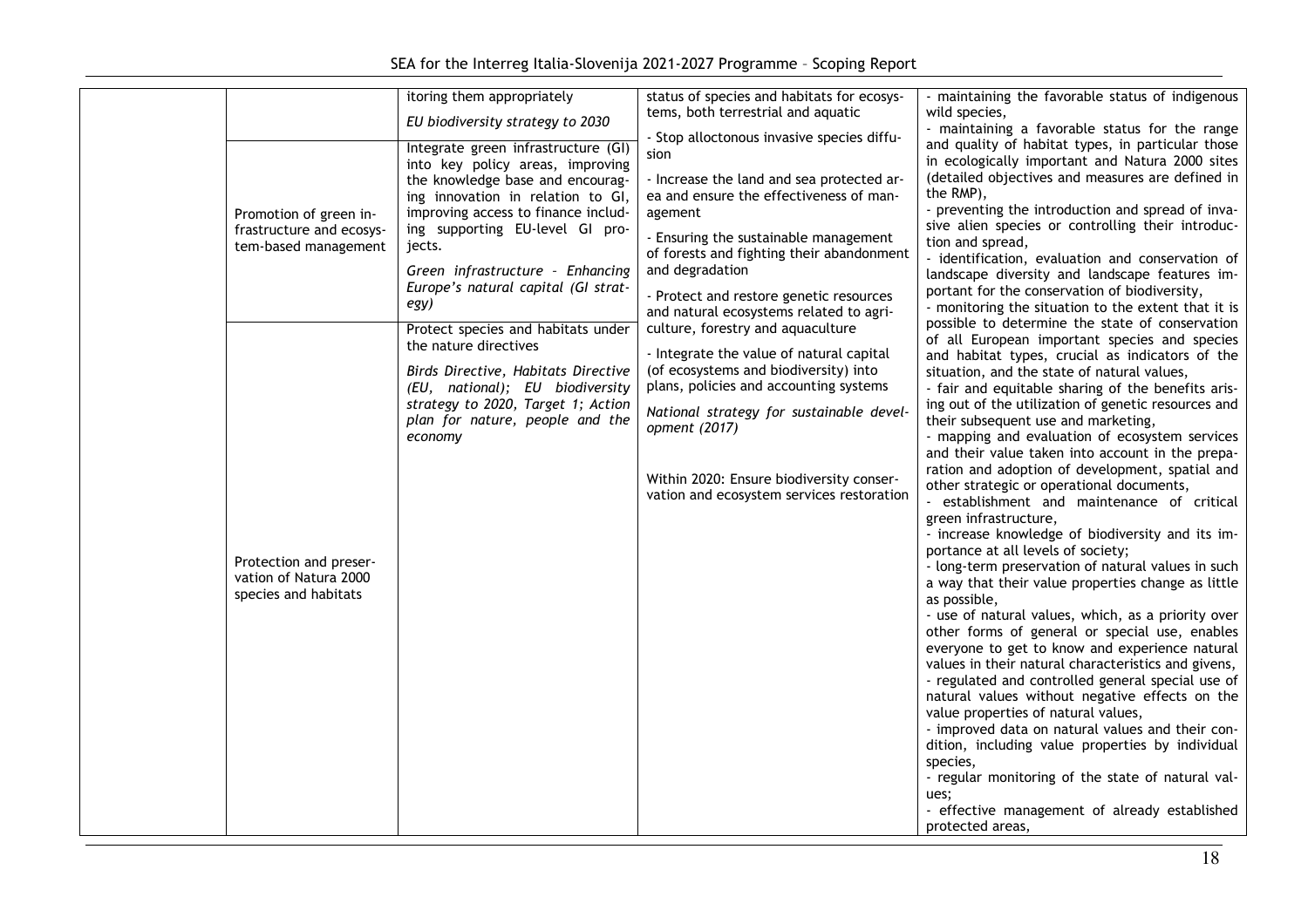| | | | | |
|---|---|---|---|---|
| | | itoring them appropriately<br><br>*EU biodiversity strategy to 2030* | status of species and habitats for ecosystems, both terrestrial and aquatic<br><br>- Stop alloctonous invasive species diffusion<br><br>- Increase the land and sea protected area and ensure the effectiveness of management<br><br>- Ensuring the sustainable management of forests and fighting their abandonment and degradation<br><br>- Protect and restore genetic resources and natural ecosystems related to agriculture, forestry and aquaculture<br><br>- Integrate the value of natural capital (of ecosystems and biodiversity) into plans, policies and accounting systems<br><br>*National strategy for sustainable development (2017)*<br><br>Within 2020: Ensure biodiversity conservation and ecosystem services restoration | - maintaining the favorable status of indigenous wild species,<br>- maintaining a favorable status for the range and quality of habitat types, in particular those in ecologically important and Natura 2000 sites (detailed objectives and measures are defined in the RMP),<br>- preventing the introduction and spread of invasive alien species or controlling their introduction and spread,<br>- identification, evaluation and conservation of landscape diversity and landscape features important for the conservation of biodiversity,<br>- monitoring the situation to the extent that it is possible to determine the state of conservation of all European important species and species and habitat types, crucial as indicators of the situation, and the state of natural values,<br>- fair and equitable sharing of the benefits arising out of the utilization of genetic resources and their subsequent use and marketing,<br>- mapping and evaluation of ecosystem services and their value taken into account in the preparation and adoption of development, spatial and other strategic or operational documents,<br>- establishment and maintenance of critical green infrastructure,<br>- increase knowledge of biodiversity and its importance at all levels of society;<br>- long-term preservation of natural values in such a way that their value properties change as little as possible,<br>- use of natural values, which, as a priority over other forms of general or special use, enables everyone to get to know and experience natural values in their natural characteristics and givens,<br>- regulated and controlled general special use of natural values without negative effects on the value properties of natural values,<br>- improved data on natural values and their condition, including value properties by individual species,<br>- regular monitoring of the state of natural values;<br>- effective management of already established protected areas, |
| | Promotion of green infrastructure and ecosystem-based management | Integrate green infrastructure (GI) into key policy areas, improving the knowledge base and encouraging innovation in relation to GI, improving access to finance including supporting EU-level GI projects.<br><br>*Green infrastructure - Enhancing Europe's natural capital (GI strategy)* | | |
| | Protection and preservation of Natura 2000 species and habitats | Protect species and habitats under the nature directives<br><br>*Birds Directive, Habitats Directive (EU, national); EU biodiversity strategy to 2020, Target 1; Action plan for nature, people and the economy* | | |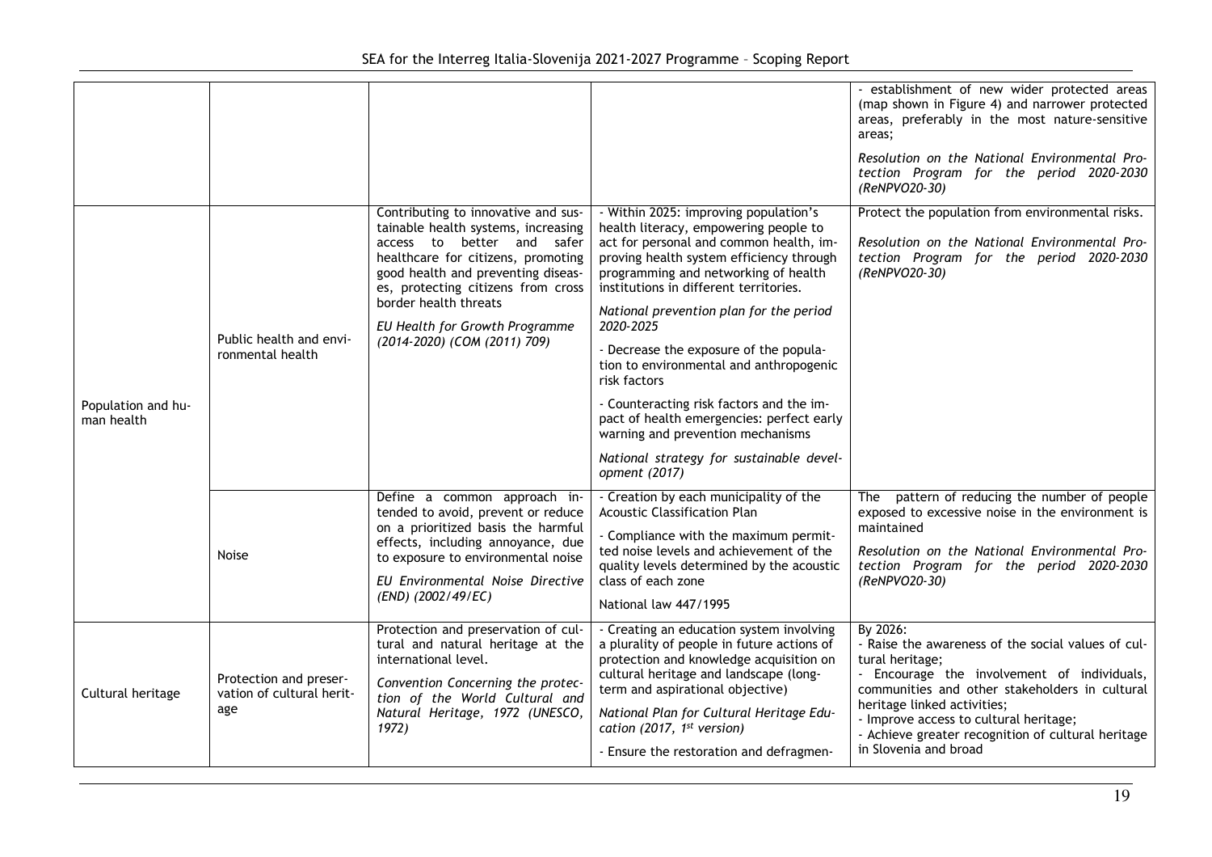| | | | | - establishment of new wider protected areas (map shown in Figure 4) and narrower protected areas, preferably in the most nature-sensitive areas;<br><br>*Resolution on the National Environmental Protection Program for the period 2020-2030 (ReNPVO20-30)* |
|---|---|---|---|---|
| Population and human health | Public health and environmental health | Contributing to innovative and sustainable health systems, increasing access to better and safer healthcare for citizens, promoting good health and preventing diseases, protecting citizens from cross border health threats<br><br>*EU Health for Growth Programme (2014-2020) (COM (2011) 709)* | - Within 2025: improving population's health literacy, empowering people to act for personal and common health, improving health system efficiency through programming and networking of health institutions in different territories.<br><br>*National prevention plan for the period 2020-2025*<br><br>- Decrease the exposure of the population to environmental and anthropogenic risk factors<br><br>- Counteracting risk factors and the impact of health emergencies: perfect early warning and prevention mechanisms<br><br>*National strategy for sustainable development (2017)* | Protect the population from environmental risks.<br><br>*Resolution on the National Environmental Protection Program for the period 2020-2030 (ReNPVO20-30)* |
| | Noise | Define a common approach intended to avoid, prevent or reduce on a prioritized basis the harmful effects, including annoyance, due to exposure to environmental noise<br><br>*EU Environmental Noise Directive (END) (2002/49/EC)* | - Creation by each municipality of the Acoustic Classification Plan<br><br>- Compliance with the maximum permitted noise levels and achievement of the quality levels determined by the acoustic class of each zone<br><br>National law 447/1995 | The pattern of reducing the number of people exposed to excessive noise in the environment is maintained<br><br>*Resolution on the National Environmental Protection Program for the period 2020-2030 (ReNPVO20-30)* |
| Cultural heritage | Protection and preservation of cultural heritage | Protection and preservation of cultural and natural heritage at the international level.<br><br>*Convention Concerning the protection of the World Cultural and Natural Heritage, 1972 (UNESCO, 1972)* | - Creating an education system involving a plurality of people in future actions of protection and knowledge acquisition on cultural heritage and landscape (long-term and aspirational objective)<br><br>*National Plan for Cultural Heritage Education (2017, 1st version)*<br><br>- Ensure the restoration and defragmen- | By 2026:<br>- Raise the awareness of the social values of cultural heritage;<br>- Encourage the involvement of individuals, communities and other stakeholders in cultural heritage linked activities;<br>- Improve access to cultural heritage;<br>- Achieve greater recognition of cultural heritage in Slovenia and broad |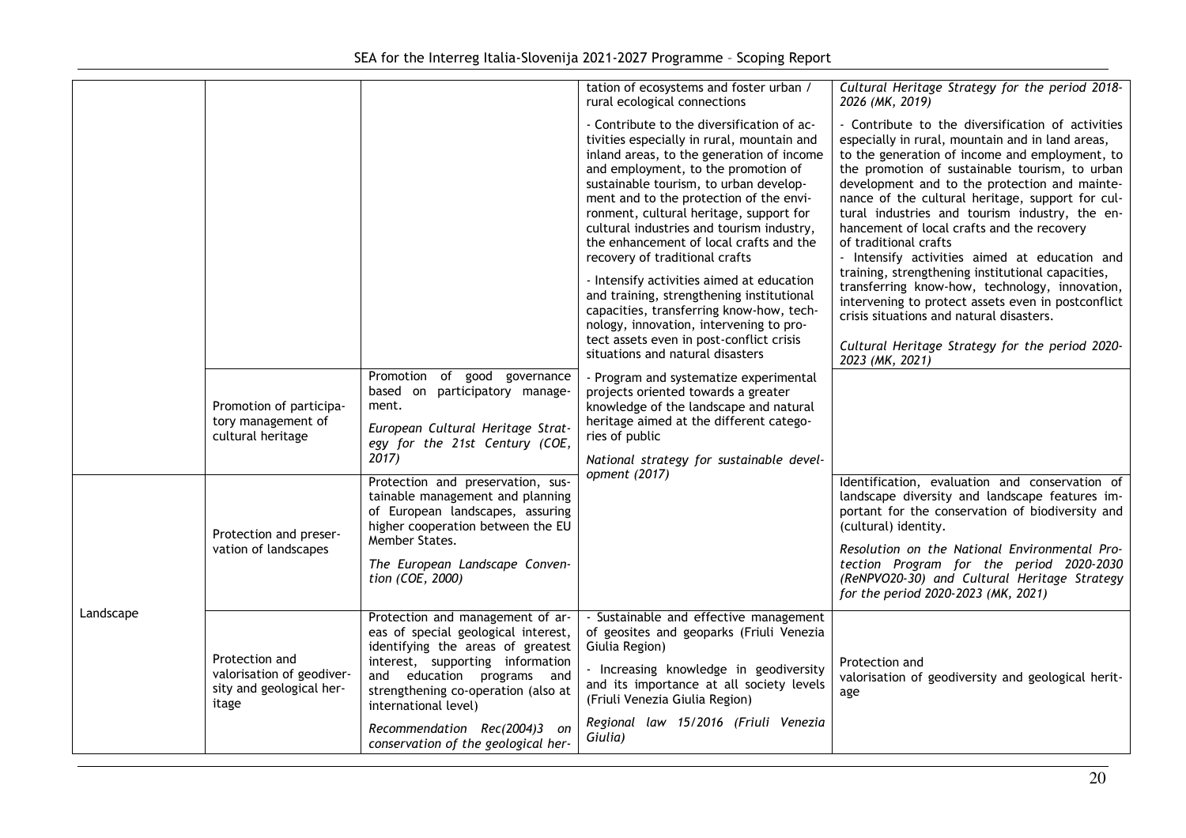| | | | | |
|---|---|---|---|---|
| | | | tation of ecosystems and foster urban / rural ecological connections<br><br>- Contribute to the diversification of activities especially in rural, mountain and inland areas, to the generation of income and employment, to the promotion of sustainable tourism, to urban development and to the protection of the environment, cultural heritage, support for cultural industries and tourism industry, the enhancement of local crafts and the recovery of traditional crafts<br><br>- Intensify activities aimed at education and training, strengthening institutional capacities, transferring know-how, technology, innovation, intervening to protect assets even in post-conflict crisis situations and natural disasters | *Cultural Heritage Strategy for the period 2018-2026 (MK, 2019)*<br><br>- Contribute to the diversification of activities especially in rural, mountain and in land areas, to the generation of income and employment, to the promotion of sustainable tourism, to urban development and to the protection and maintenance of the cultural heritage, support for cultural industries and tourism industry, the enhancement of local crafts and the recovery of traditional crafts<br>- Intensify activities aimed at education and training, strengthening institutional capacities, transferring know-how, technology, innovation, intervening to protect assets even in postconflict crisis situations and natural disasters.<br><br>*Cultural Heritage Strategy for the period 2020-2023 (MK, 2021)* |
| | Promotion of participatory management of cultural heritage | Promotion of good governance based on participatory management.<br><br>*European Cultural Heritage Strategy for the 21st Century (COE, 2017)* | - Program and systematize experimental projects oriented towards a greater knowledge of the landscape and natural heritage aimed at the different categories of public<br><br>*National strategy for sustainable development (2017)* | |
| Landscape | Protection and preservation of landscapes | Protection and preservation, sustainable management and planning of European landscapes, assuring higher cooperation between the EU Member States.<br><br>*The European Landscape Convention (COE, 2000)* | | Identification, evaluation and conservation of landscape diversity and landscape features important for the conservation of biodiversity and (cultural) identity.<br><br>*Resolution on the National Environmental Protection Program for the period 2020-2030 (ReNPVO20-30) and Cultural Heritage Strategy for the period 2020-2023 (MK, 2021)* |
| | Protection and valorisation of geodiversity and geological heritage | Protection and management of areas of special geological interest, identifying the areas of greatest interest, supporting information and education programs and strengthening co-operation (also at international level)<br><br>*Recommendation Rec(2004)3 on conservation of the geological her-* | - Sustainable and effective management of geosites and geoparks (Friuli Venezia Giulia Region)<br><br>- Increasing knowledge in geodiversity and its importance at all society levels (Friuli Venezia Giulia Region)<br><br>*Regional law 15/2016 (Friuli Venezia Giulia)* | Protection and valorisation of geodiversity and geological heritage |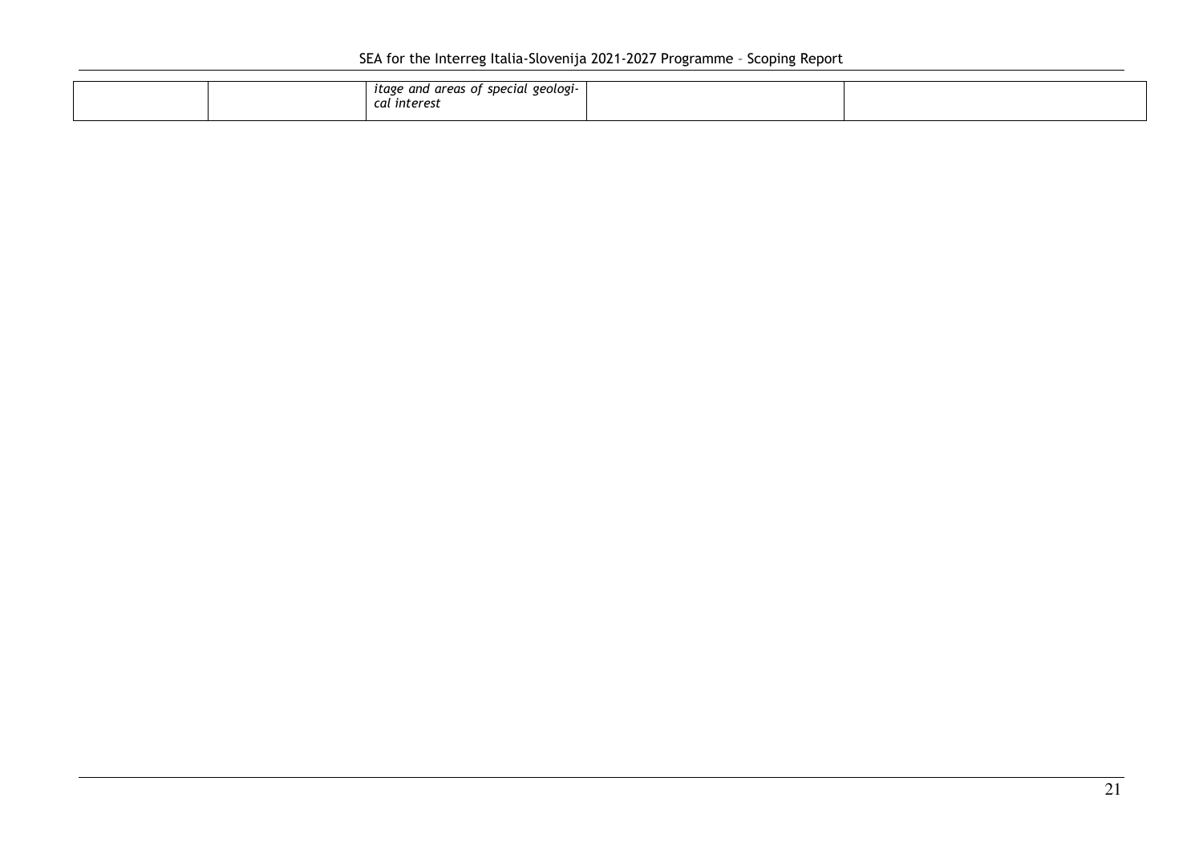| | | *itage and areas of special geological interest* | | |
|---|---|---|---|---|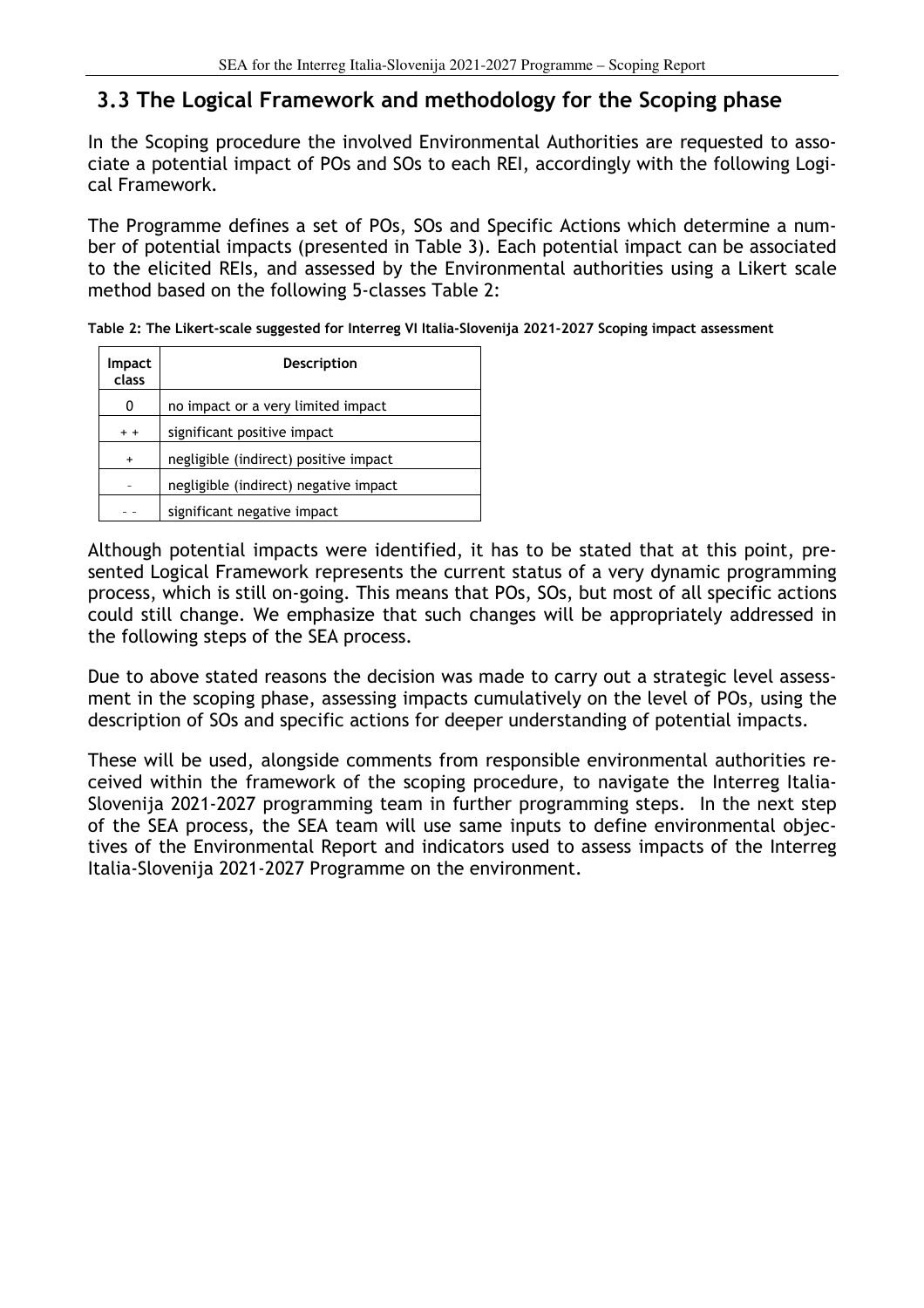## 3.3 The Logical Framework and methodology for the Scoping phase

In the Scoping procedure the involved Environmental Authorities are requested to associate a potential impact of POs and SOs to each REI, accordingly with the following Logical Framework.

The Programme defines a set of POs, SOs and Specific Actions which determine a number of potential impacts (presented in Table 3). Each potential impact can be associated to the elicited REIs, and assessed by the Environmental authorities using a Likert scale method based on the following 5-classes Table 2:

**Table 2: The Likert-scale suggested for Interreg VI Italia-Slovenija 2021-2027 Scoping impact assessment**

| Impact class | Description |
|---|---|
| 0 | no impact or a very limited impact |
| + + | significant positive impact |
| + | negligible (indirect) positive impact |
| - | negligible (indirect) negative impact |
| - - | significant negative impact |

Although potential impacts were identified, it has to be stated that at this point, presented Logical Framework represents the current status of a very dynamic programming process, which is still on-going. This means that POs, SOs, but most of all specific actions could still change. We emphasize that such changes will be appropriately addressed in the following steps of the SEA process.

Due to above stated reasons the decision was made to carry out a strategic level assessment in the scoping phase, assessing impacts cumulatively on the level of POs, using the description of SOs and specific actions for deeper understanding of potential impacts.

These will be used, alongside comments from responsible environmental authorities received within the framework of the scoping procedure, to navigate the Interreg Italia-Slovenija 2021-2027 programming team in further programming steps. In the next step of the SEA process, the SEA team will use same inputs to define environmental objectives of the Environmental Report and indicators used to assess impacts of the Interreg Italia-Slovenija 2021-2027 Programme on the environment.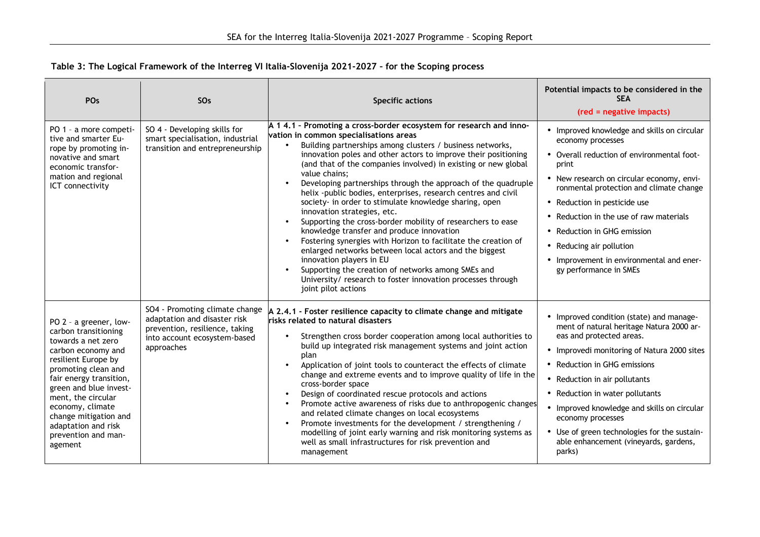**Table 3: The Logical Framework of the Interreg VI Italia-Slovenija 2021-2027 – for the Scoping process**

| POs | SOs | Specific actions | Potential impacts to be considered in the SEA (red = negative impacts) |
|---|---|---|---|
| PO 1 – a more competitive and smarter Europe by promoting innovative and smart economic transformation and regional ICT connectivity | SO 4 - Developing skills for smart specialisation, industrial transition and entrepreneurship | **A 1 4.1 - Promoting a cross-border ecosystem for research and innovation in common specialisations areas**<br>• Building partnerships among clusters / business networks, innovation poles and other actors to improve their positioning (and that of the companies involved) in existing or new global value chains;<br>• Developing partnerships through the approach of the quadruple helix -public bodies, enterprises, research centres and civil society- in order to stimulate knowledge sharing, open innovation strategies, etc.<br>• Supporting the cross-border mobility of researchers to ease knowledge transfer and produce innovation<br>• Fostering synergies with Horizon to facilitate the creation of enlarged networks between local actors and the biggest innovation players in EU<br>• Supporting the creation of networks among SMEs and University/ research to foster innovation processes through joint pilot actions | • Improved knowledge and skills on circular economy processes<br>• Overall reduction of environmental footprint<br>• New research on circular economy, environmental protection and climate change<br>• Reduction in pesticide use<br>• Reduction in the use of raw materials<br>• Reduction in GHG emission<br>• Reducing air pollution<br>• Improvement in environmental and energy performance in SMEs |
| PO 2 – a greener, low-carbon transitioning towards a net zero carbon economy and resilient Europe by promoting clean and fair energy transition, green and blue investment, the circular economy, climate change mitigation and adaptation and risk prevention and management | SO4 - Promoting climate change adaptation and disaster risk prevention, resilience, taking into account ecosystem-based approaches | **A 2.4.1 - Foster resilience capacity to climate change and mitigate risks related to natural disasters**<br>• Strengthen cross border cooperation among local authorities to build up integrated risk management systems and joint action plan<br>• Application of joint tools to counteract the effects of climate change and extreme events and to improve quality of life in the cross-border space<br>• Design of coordinated rescue protocols and actions<br>• Promote active awareness of risks due to anthropogenic changes and related climate changes on local ecosystems<br>• Promote investments for the development / strengthening / modelling of joint early warning and risk monitoring systems as well as small infrastructures for risk prevention and management | • Improved condition (state) and management of natural heritage Natura 2000 areas and protected areas.<br>• Improvedi monitoring of Natura 2000 sites<br>• Reduction in GHG emissions<br>• Reduction in air pollutants<br>• Reduction in water pollutants<br>• Improved knowledge and skills on circular economy processes<br>• Use of green technologies for the sustainable enhancement (vineyards, gardens, parks) |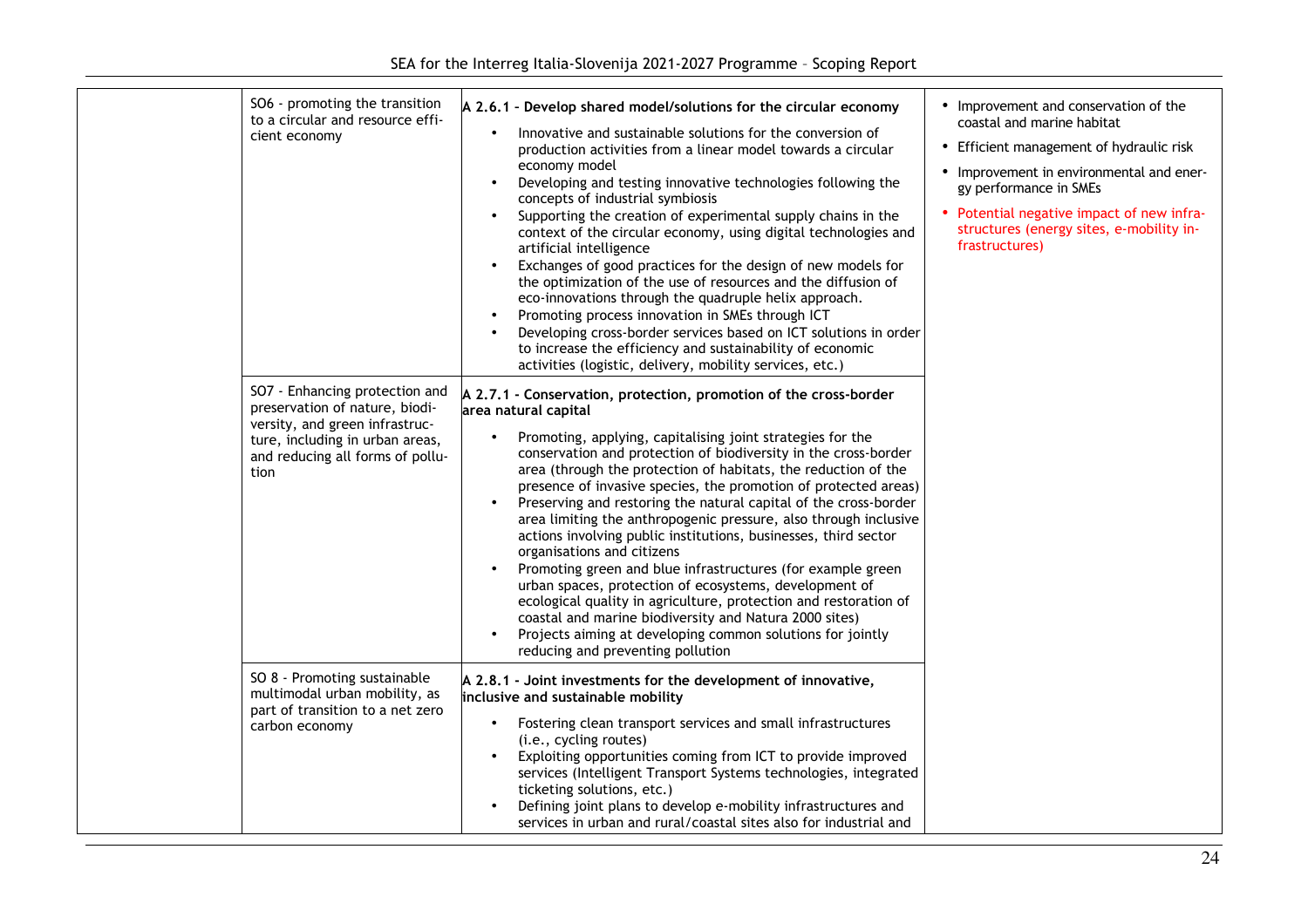| | | | |
|---|---|---|---|
| | SO6 - promoting the transition to a circular and resource efficient economy | **A 2.6.1 – Develop shared model/solutions for the circular economy**<br>• Innovative and sustainable solutions for the conversion of production activities from a linear model towards a circular economy model<br>• Developing and testing innovative technologies following the concepts of industrial symbiosis<br>• Supporting the creation of experimental supply chains in the context of the circular economy, using digital technologies and artificial intelligence<br>• Exchanges of good practices for the design of new models for the optimization of the use of resources and the diffusion of eco-innovations through the quadruple helix approach.<br>• Promoting process innovation in SMEs through ICT<br>• Developing cross-border services based on ICT solutions in order to increase the efficiency and sustainability of economic activities (logistic, delivery, mobility services, etc.) | • Improvement and conservation of the coastal and marine habitat<br>• Efficient management of hydraulic risk<br>• Improvement in environmental and energy performance in SMEs<br>• Potential negative impact of new infrastructures (energy sites, e-mobility infrastructures) |
| | SO7 - Enhancing protection and preservation of nature, biodiversity, and green infrastructure, including in urban areas, and reducing all forms of pollution | **A 2.7.1 - Conservation, protection, promotion of the cross-border area natural capital**<br>• Promoting, applying, capitalising joint strategies for the conservation and protection of biodiversity in the cross-border area (through the protection of habitats, the reduction of the presence of invasive species, the promotion of protected areas)<br>• Preserving and restoring the natural capital of the cross-border area limiting the anthropogenic pressure, also through inclusive actions involving public institutions, businesses, third sector organisations and citizens<br>• Promoting green and blue infrastructures (for example green urban spaces, protection of ecosystems, development of ecological quality in agriculture, protection and restoration of coastal and marine biodiversity and Natura 2000 sites)<br>• Projects aiming at developing common solutions for jointly reducing and preventing pollution | |
| | SO 8 - Promoting sustainable multimodal urban mobility, as part of transition to a net zero carbon economy | **A 2.8.1 - Joint investments for the development of innovative, inclusive and sustainable mobility**<br>• Fostering clean transport services and small infrastructures (i.e., cycling routes)<br>• Exploiting opportunities coming from ICT to provide improved services (Intelligent Transport Systems technologies, integrated ticketing solutions, etc.)<br>• Defining joint plans to develop e-mobility infrastructures and services in urban and rural/coastal sites also for industrial and | |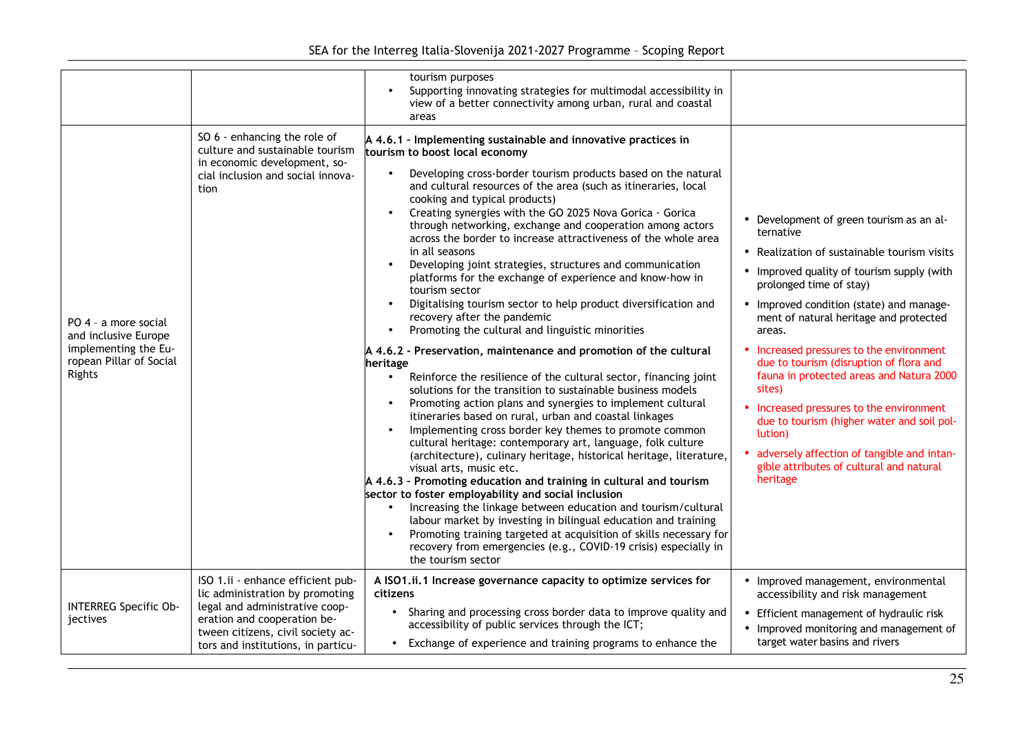| | | | |
|---|---|---|---|
| | | tourism purposes<br>• Supporting innovating strategies for multimodal accessibility in view of a better connectivity among urban, rural and coastal areas | |
| PO 4 – a more social and inclusive Europe implementing the European Pillar of Social Rights | SO 6 - enhancing the role of culture and sustainable tourism in economic development, social inclusion and social innovation | **A 4.6.1 - Implementing sustainable and innovative practices in tourism to boost local economy**<br>• Developing cross-border tourism products based on the natural and cultural resources of the area (such as itineraries, local cooking and typical products)<br>• Creating synergies with the GO 2025 Nova Gorica · Gorica through networking, exchange and cooperation among actors across the border to increase attractiveness of the whole area in all seasons<br>• Developing joint strategies, structures and communication platforms for the exchange of experience and know-how in tourism sector<br>• Digitalising tourism sector to help product diversification and recovery after the pandemic<br>• Promoting the cultural and linguistic minorities<br>**A 4.6.2 - Preservation, maintenance and promotion of the cultural heritage**<br>• Reinforce the resilience of the cultural sector, financing joint solutions for the transition to sustainable business models<br>• Promoting action plans and synergies to implement cultural itineraries based on rural, urban and coastal linkages<br>• Implementing cross border key themes to promote common cultural heritage: contemporary art, language, folk culture (architecture), culinary heritage, historical heritage, literature, visual arts, music etc.<br>**A 4.6.3 - Promoting education and training in cultural and tourism sector to foster employability and social inclusion**<br>• Increasing the linkage between education and tourism/cultural labour market by investing in bilingual education and training<br>• Promoting training targeted at acquisition of skills necessary for recovery from emergencies (e.g., COVID-19 crisis) especially in the tourism sector | • Development of green tourism as an alternative<br>• Realization of sustainable tourism visits<br>• Improved quality of tourism supply (with prolonged time of stay)<br>• Improved condition (state) and management of natural heritage and protected areas.<br>• Increased pressures to the environment due to tourism (disruption of flora and fauna in protected areas and Natura 2000 sites)<br>• Increased pressures to the environment due to tourism (higher water and soil pollution)<br>• adversely affection of tangible and intangible attributes of cultural and natural heritage |
| INTERREG Specific Objectives | ISO 1.ii - enhance efficient public administration by promoting legal and administrative cooperation and cooperation between citizens, civil society actors and institutions, in particu- | **A ISO1.ii.1 Increase governance capacity to optimize services for citizens**<br>• Sharing and processing cross border data to improve quality and accessibility of public services through the ICT;<br>• Exchange of experience and training programs to enhance the | • Improved management, environmental accessibility and risk management<br>• Efficient management of hydraulic risk<br>• Improved monitoring and management of target water basins and rivers |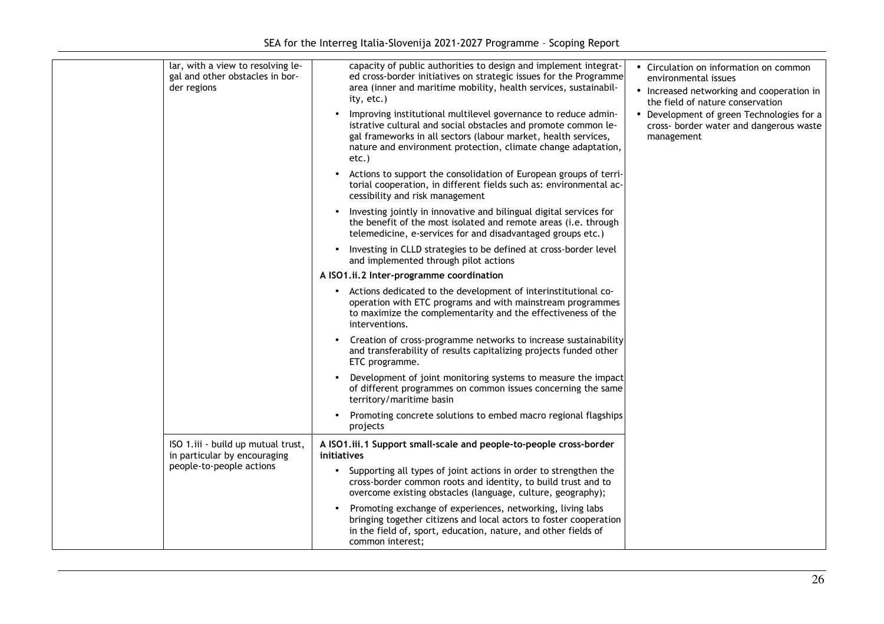| | | | |
|---|---|---|---|
| | lar, with a view to resolving legal and other obstacles in border regions | capacity of public authorities to design and implement integrated cross-border initiatives on strategic issues for the Programme area (inner and maritime mobility, health services, sustainability, etc.)<br>• Improving institutional multilevel governance to reduce administrative cultural and social obstacles and promote common legal frameworks in all sectors (labour market, health services, nature and environment protection, climate change adaptation, etc.)<br>• Actions to support the consolidation of European groups of territorial cooperation, in different fields such as: environmental accessibility and risk management<br>• Investing jointly in innovative and bilingual digital services for the benefit of the most isolated and remote areas (i.e. through telemedicine, e-services for and disadvantaged groups etc.)<br>• Investing in CLLD strategies to be defined at cross-border level and implemented through pilot actions<br>**A ISO1.ii.2 Inter-programme coordination**<br>• Actions dedicated to the development of interinstitutional cooperation with ETC programs and with mainstream programmes to maximize the complementarity and the effectiveness of the interventions.<br>• Creation of cross-programme networks to increase sustainability and transferability of results capitalizing projects funded other ETC programme.<br>• Development of joint monitoring systems to measure the impact of different programmes on common issues concerning the same territory/maritime basin<br>• Promoting concrete solutions to embed macro regional flagships projects | • Circulation on information on common environmental issues<br>• Increased networking and cooperation in the field of nature conservation<br>• Development of green Technologies for a cross- border water and dangerous waste management |
| | ISO 1.iii - build up mutual trust, in particular by encouraging people-to-people actions | **A ISO1.iii.1 Support small-scale and people-to-people cross-border initiatives**<br>• Supporting all types of joint actions in order to strengthen the cross-border common roots and identity, to build trust and to overcome existing obstacles (language, culture, geography);<br>• Promoting exchange of experiences, networking, living labs bringing together citizens and local actors to foster cooperation in the field of, sport, education, nature, and other fields of common interest; | |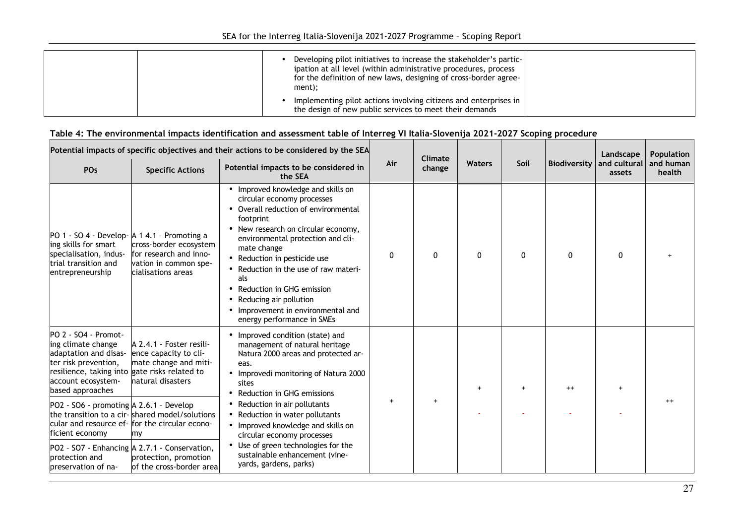| | | • Developing pilot initiatives to increase the stakeholder's participation at all level (within administrative procedures, process for the definition of new laws, designing of cross-border agreement);<br>• Implementing pilot actions involving citizens and enterprises in the design of new public services to meet their demands | |
|---|---|---|---|

**Table 4: The environmental impacts identification and assessment table of Interreg VI Italia-Slovenija 2021-2027 Scoping procedure**

| Potential impacts of specific objectives and their actions to be considered by the SEA | | | Air | Climate change | Waters | Soil | Biodiversity | Landscape and cultural assets | Population and human health |
|---|---|---|---|---|---|---|---|---|---|
| **POs** | **Specific Actions** | **Potential impacts to be considered in the SEA** | | | | | | | |
| PO 1 - SO 4 - Developing skills for smart specialisation, industrial transition and entrepreneurship | A 1 4.1 – Promoting a cross-border ecosystem for research and innovation in common specialisations areas | • Improved knowledge and skills on circular economy processes<br>• Overall reduction of environmental footprint<br>• New research on circular economy, environmental protection and climate change<br>• Reduction in pesticide use<br>• Reduction in the use of raw materials<br>• Reduction in GHG emission<br>• Reducing air pollution<br>• Improvement in environmental and energy performance in SMEs | 0 | 0 | 0 | 0 | 0 | 0 | + |
| PO 2 - SO4 - Promoting climate change adaptation and disaster risk prevention, resilience, taking into account ecosystem-based approaches | A 2.4.1 - Foster resilience capacity to climate change and mitigate risks related to natural disasters | • Improved condition (state) and management of natural heritage Natura 2000 areas and protected areas.<br>• Improvedi monitoring of Natura 2000 sites<br>• Reduction in GHG emissions<br>• Reduction in air pollutants<br>• Reduction in water pollutants<br>• Improved knowledge and skills on circular economy processes<br>• Use of green technologies for the sustainable enhancement (vineyards, gardens, parks) | + | + | + / - | + / - | ++ / - | + / - | ++ |
| PO2 - SO6 - promoting the transition to a circular and resource efficient economy | A 2.6.1 - Develop shared model/solutions for the circular economy | | | | | | | | |
| PO2 – SO7 - Enhancing protection and preservation of na- | A 2.7.1 - Conservation, protection, promotion of the cross-border area | | | | | | | | |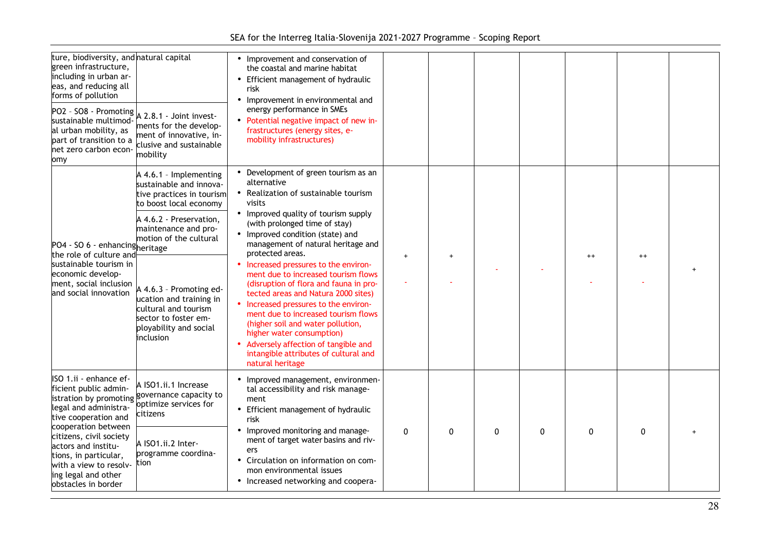| | | | | | | | | | |
|---|---|---|---|---|---|---|---|---|---|
| ture, biodiversity, and green infrastructure, including in urban areas, and reducing all forms of pollution | natural capital | • Improvement and conservation of the coastal and marine habitat<br>• Efficient management of hydraulic risk<br>• Improvement in environmental and energy performance in SMEs<br>• Potential negative impact of new infrastructures (energy sites, e-mobility infrastructures) | | | | | | | |
| PO2 – SO8 - Promoting sustainable multimodal urban mobility, as part of transition to a net zero carbon economy | A 2.8.1 - Joint investments for the development of innovative, inclusive and sustainable mobility | | | | | | | | |
| PO4 - SO 6 - enhancing the role of culture and sustainable tourism in economic development, social inclusion and social innovation | A 4.6.1 – Implementing sustainable and innovative practices in tourism to boost local economy<br><br>A 4.6.2 - Preservation, maintenance and promotion of the cultural heritage<br><br>A 4.6.3 – Promoting education and training in cultural and tourism sector to foster employability and social inclusion | • Development of green tourism as an alternative<br>• Realization of sustainable tourism visits<br>• Improved quality of tourism supply (with prolonged time of stay)<br>• Improved condition (state) and management of natural heritage and protected areas.<br>• Increased pressures to the environment due to increased tourism flows (disruption of flora and fauna in protected areas and Natura 2000 sites)<br>• Increased pressures to the environment due to increased tourism flows (higher soil and water pollution, higher water consumption)<br>• Adversely affection of tangible and intangible attributes of cultural and natural heritage | + / - | + / - | - | - | ++ / - | ++ / - | + |
| ISO 1.ii - enhance efficient public administration by promoting legal and administrative cooperation and cooperation between citizens, civil society actors and institutions, in particular, with a view to resolving legal and other obstacles in border | A ISO1.ii.1 Increase governance capacity to optimize services for citizens<br><br>A ISO1.ii.2 Inter-programme coordination | • Improved management, environmental accessibility and risk management<br>• Efficient management of hydraulic risk<br>• Improved monitoring and management of target water basins and rivers<br>• Circulation on information on common environmental issues<br>• Increased networking and coopera- | 0 | 0 | 0 | 0 | 0 | 0 | + |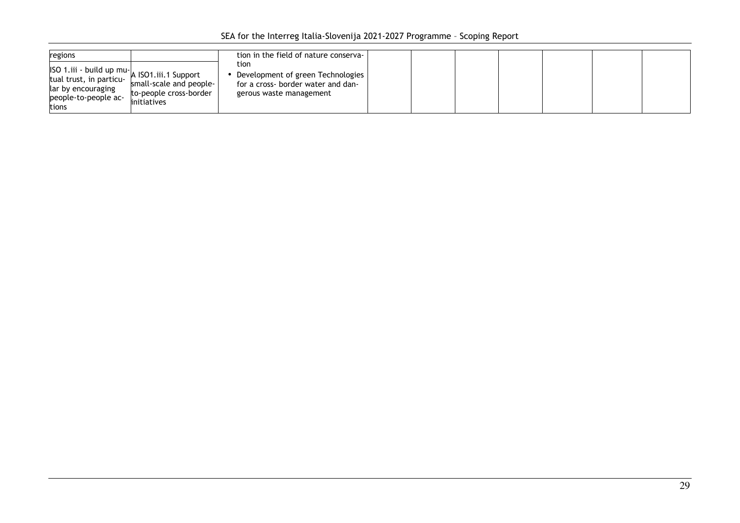| regions | | tion in the field of nature conservation<br>• Development of green Technologies for a cross- border water and dangerous waste management | | | | | | | |
|---|---|---|---|---|---|---|---|---|---|
| ISO 1.iii - build up mutual trust, in particular by encouraging people-to-people actions | A ISO1.iii.1 Support small-scale and people-to-people cross-border initiatives | | | | | | | | |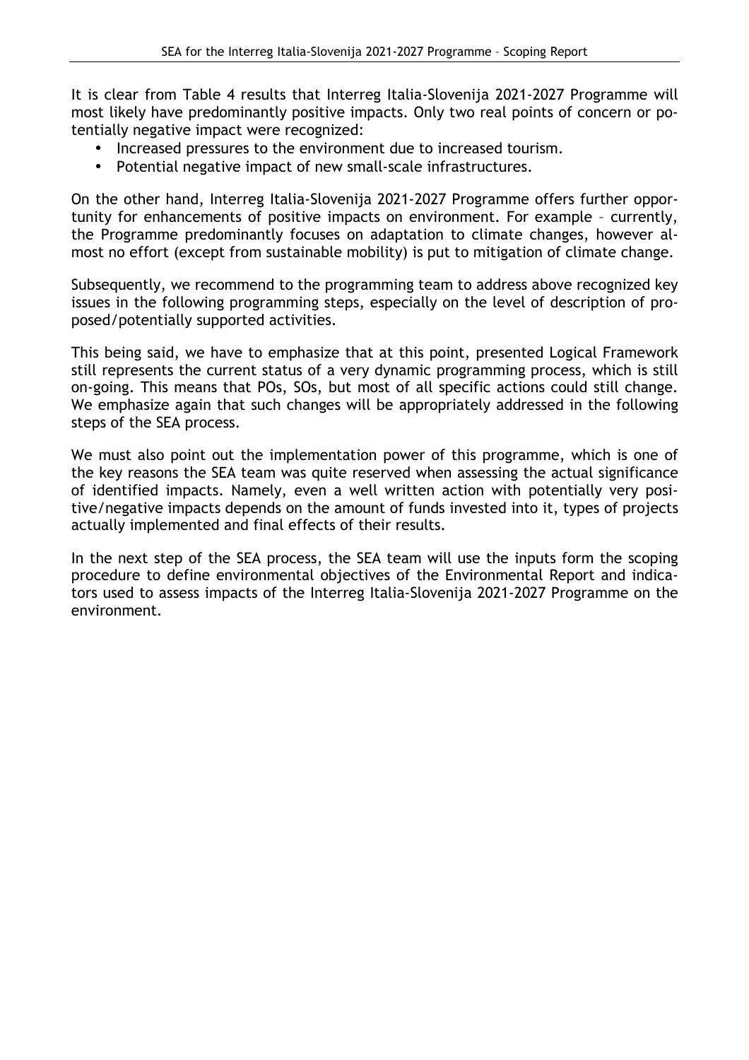It is clear from Table 4 results that Interreg Italia-Slovenija 2021-2027 Programme will most likely have predominantly positive impacts. Only two real points of concern or potentially negative impact were recognized:

- Increased pressures to the environment due to increased tourism.
- Potential negative impact of new small-scale infrastructures.

On the other hand, Interreg Italia-Slovenija 2021-2027 Programme offers further opportunity for enhancements of positive impacts on environment. For example – currently, the Programme predominantly focuses on adaptation to climate changes, however almost no effort (except from sustainable mobility) is put to mitigation of climate change.

Subsequently, we recommend to the programming team to address above recognized key issues in the following programming steps, especially on the level of description of proposed/potentially supported activities.

This being said, we have to emphasize that at this point, presented Logical Framework still represents the current status of a very dynamic programming process, which is still on-going. This means that POs, SOs, but most of all specific actions could still change. We emphasize again that such changes will be appropriately addressed in the following steps of the SEA process.

We must also point out the implementation power of this programme, which is one of the key reasons the SEA team was quite reserved when assessing the actual significance of identified impacts. Namely, even a well written action with potentially very positive/negative impacts depends on the amount of funds invested into it, types of projects actually implemented and final effects of their results.

In the next step of the SEA process, the SEA team will use the inputs form the scoping procedure to define environmental objectives of the Environmental Report and indicators used to assess impacts of the Interreg Italia-Slovenija 2021-2027 Programme on the environment.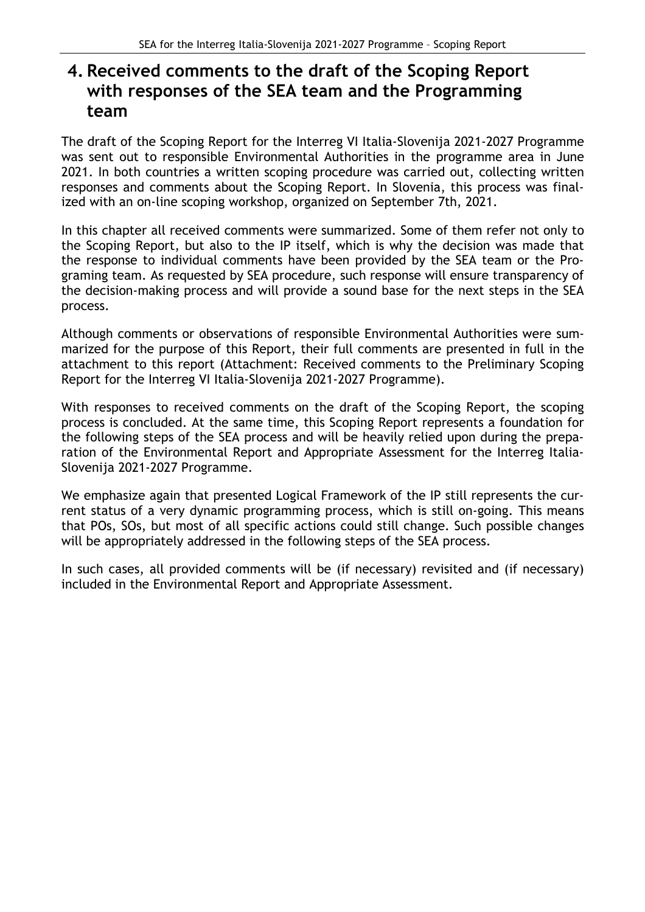# 4. Received comments to the draft of the Scoping Report with responses of the SEA team and the Programming team

The draft of the Scoping Report for the Interreg VI Italia-Slovenija 2021-2027 Programme was sent out to responsible Environmental Authorities in the programme area in June 2021. In both countries a written scoping procedure was carried out, collecting written responses and comments about the Scoping Report. In Slovenia, this process was finalized with an on-line scoping workshop, organized on September 7th, 2021.

In this chapter all received comments were summarized. Some of them refer not only to the Scoping Report, but also to the IP itself, which is why the decision was made that the response to individual comments have been provided by the SEA team or the Programing team. As requested by SEA procedure, such response will ensure transparency of the decision-making process and will provide a sound base for the next steps in the SEA process.

Although comments or observations of responsible Environmental Authorities were summarized for the purpose of this Report, their full comments are presented in full in the attachment to this report (Attachment: Received comments to the Preliminary Scoping Report for the Interreg VI Italia-Slovenija 2021-2027 Programme).

With responses to received comments on the draft of the Scoping Report, the scoping process is concluded. At the same time, this Scoping Report represents a foundation for the following steps of the SEA process and will be heavily relied upon during the preparation of the Environmental Report and Appropriate Assessment for the Interreg Italia-Slovenija 2021-2027 Programme.

We emphasize again that presented Logical Framework of the IP still represents the current status of a very dynamic programming process, which is still on-going. This means that POs, SOs, but most of all specific actions could still change. Such possible changes will be appropriately addressed in the following steps of the SEA process.

In such cases, all provided comments will be (if necessary) revisited and (if necessary) included in the Environmental Report and Appropriate Assessment.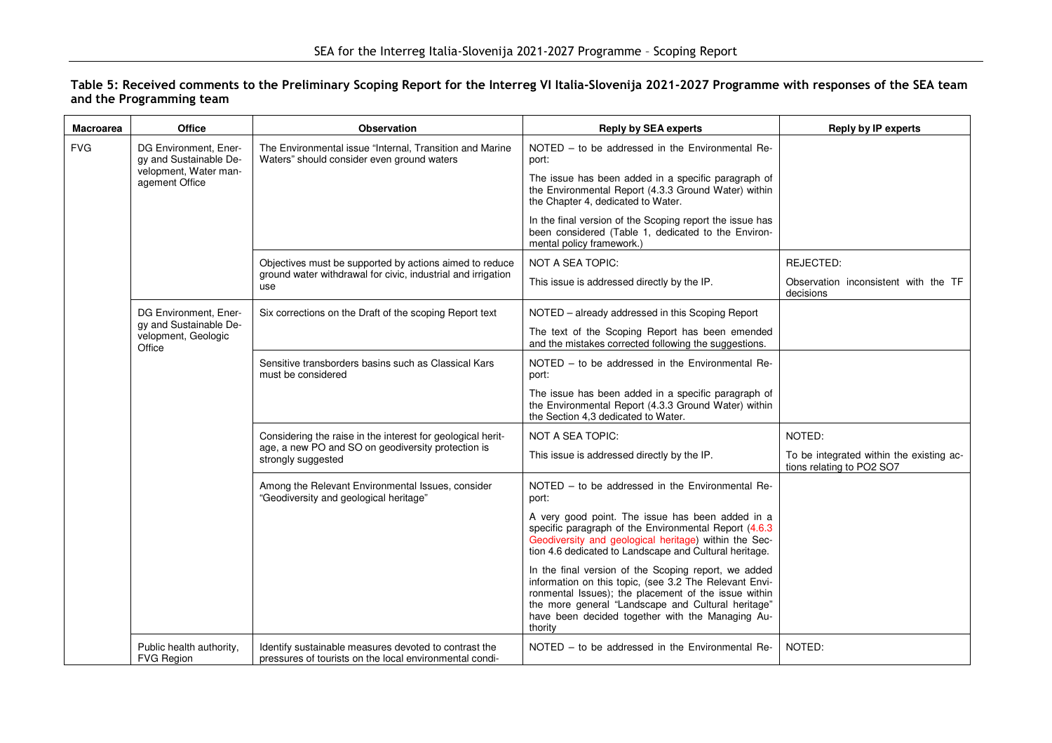**Table 5: Received comments to the Preliminary Scoping Report for the Interreg VI Italia-Slovenija 2021-2027 Programme with responses of the SEA team and the Programming team**

| Macroarea | Office | Observation | Reply by SEA experts | Reply by IP experts |
|---|---|---|---|---|
| FVG | DG Environment, Energy and Sustainable Development, Water management Office | The Environmental issue "Internal, Transition and Marine Waters" should consider even ground waters | NOTED – to be addressed in the Environmental Report: The issue has been added in a specific paragraph of the Environmental Report (4.3.3 Ground Water) within the Chapter 4, dedicated to Water. In the final version of the Scoping report the issue has been considered (Table 1, dedicated to the Environmental policy framework.) | |
| | | Objectives must be supported by actions aimed to reduce ground water withdrawal for civic, industrial and irrigation use | NOT A SEA TOPIC: This issue is addressed directly by the IP. | REJECTED: Observation inconsistent with the TF decisions |
| | DG Environment, Energy and Sustainable Development, Geologic Office | Six corrections on the Draft of the scoping Report text | NOTED – already addressed in this Scoping Report. The text of the Scoping Report has been emended and the mistakes corrected following the suggestions. | |
| | | Sensitive transborders basins such as Classical Kars must be considered | NOTED – to be addressed in the Environmental Report: The issue has been added in a specific paragraph of the Environmental Report (4.3.3 Ground Water) within the Section 4,3 dedicated to Water. | |
| | | Considering the raise in the interest for geological heritage, a new PO and SO on geodiversity protection is strongly suggested | NOT A SEA TOPIC: This issue is addressed directly by the IP. | NOTED: To be integrated within the existing actions relating to PO2 SO7 |
| | | Among the Relevant Environmental Issues, consider "Geodiversity and geological heritage" | NOTED – to be addressed in the Environmental Report: A very good point. The issue has been added in a specific paragraph of the Environmental Report (4.6.3 Geodiversity and geological heritage) within the Section 4.6 dedicated to Landscape and Cultural heritage. In the final version of the Scoping report, we added information on this topic, (see 3.2 The Relevant Environmental Issues); the placement of the issue within the more general "Landscape and Cultural heritage" have been decided together with the Managing Authority | |
| | Public health authority, FVG Region | Identify sustainable measures devoted to contrast the pressures of tourists on the local environmental condi- | NOTED – to be addressed in the Environmental Re- | NOTED: |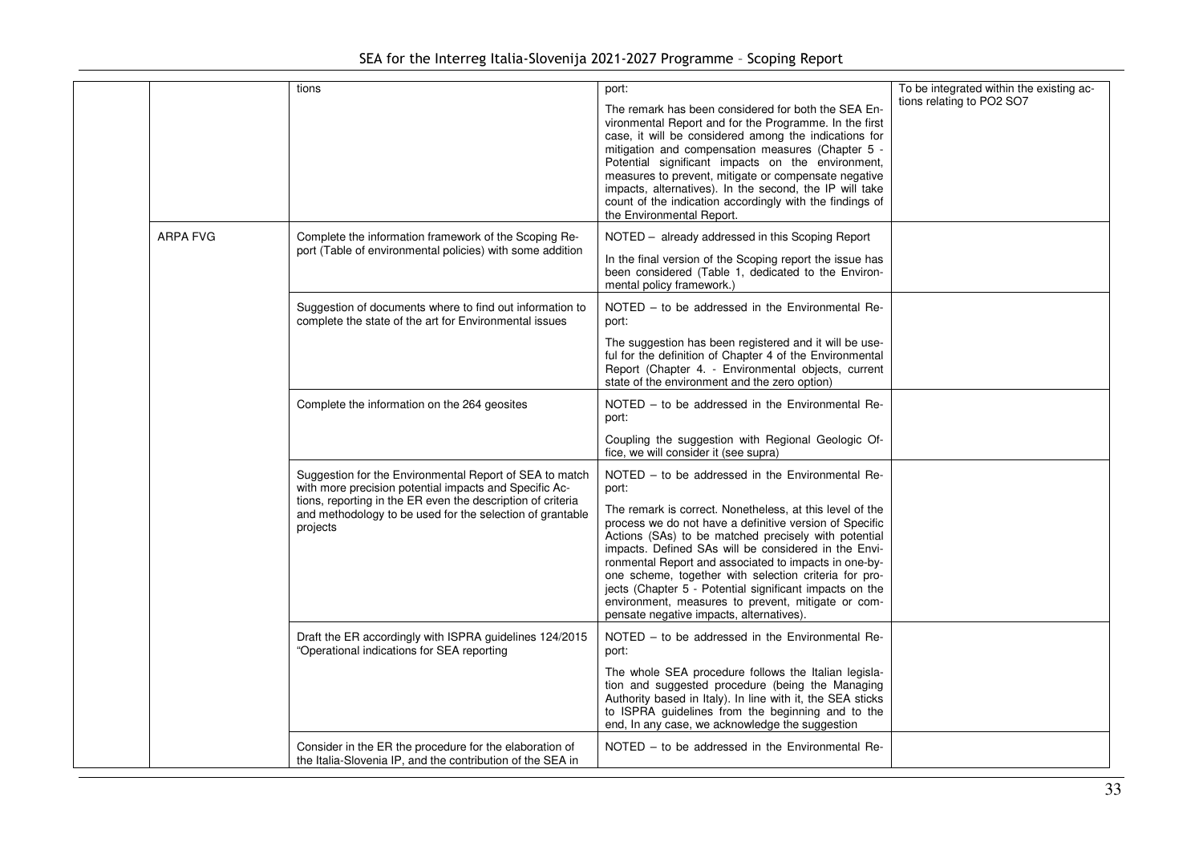| | | | | |
|---|---|---|---|---|
| | | tions | port:<br>The remark has been considered for both the SEA Environmental Report and for the Programme. In the first case, it will be considered among the indications for mitigation and compensation measures (Chapter 5 - Potential significant impacts on the environment, measures to prevent, mitigate or compensate negative impacts, alternatives). In the second, the IP will take count of the indication accordingly with the findings of the Environmental Report. | To be integrated within the existing actions relating to PO2 SO7 |
| | ARPA FVG | Complete the information framework of the Scoping Report (Table of environmental policies) with some addition | NOTED – already addressed in this Scoping Report<br>In the final version of the Scoping report the issue has been considered (Table 1, dedicated to the Environmental policy framework.) | |
| | | Suggestion of documents where to find out information to complete the state of the art for Environmental issues | NOTED – to be addressed in the Environmental Report:<br>The suggestion has been registered and it will be useful for the definition of Chapter 4 of the Environmental Report (Chapter 4. - Environmental objects, current state of the environment and the zero option) | |
| | | Complete the information on the 264 geosites | NOTED – to be addressed in the Environmental Report:<br>Coupling the suggestion with Regional Geologic Office, we will consider it (see supra) | |
| | | Suggestion for the Environmental Report of SEA to match with more precision potential impacts and Specific Actions, reporting in the ER even the description of criteria and methodology to be used for the selection of grantable projects | NOTED – to be addressed in the Environmental Report:<br>The remark is correct. Nonetheless, at this level of the process we do not have a definitive version of Specific Actions (SAs) to be matched precisely with potential impacts. Defined SAs will be considered in the Environmental Report and associated to impacts in one-by-one scheme, together with selection criteria for projects (Chapter 5 - Potential significant impacts on the environment, measures to prevent, mitigate or compensate negative impacts, alternatives). | |
| | | Draft the ER accordingly with ISPRA guidelines 124/2015 "Operational indications for SEA reporting | NOTED – to be addressed in the Environmental Report:<br>The whole SEA procedure follows the Italian legislation and suggested procedure (being the Managing Authority based in Italy). In line with it, the SEA sticks to ISPRA guidelines from the beginning and to the end, In any case, we acknowledge the suggestion | |
| | | Consider in the ER the procedure for the elaboration of the Italia-Slovenia IP, and the contribution of the SEA in | NOTED – to be addressed in the Environmental Re- | |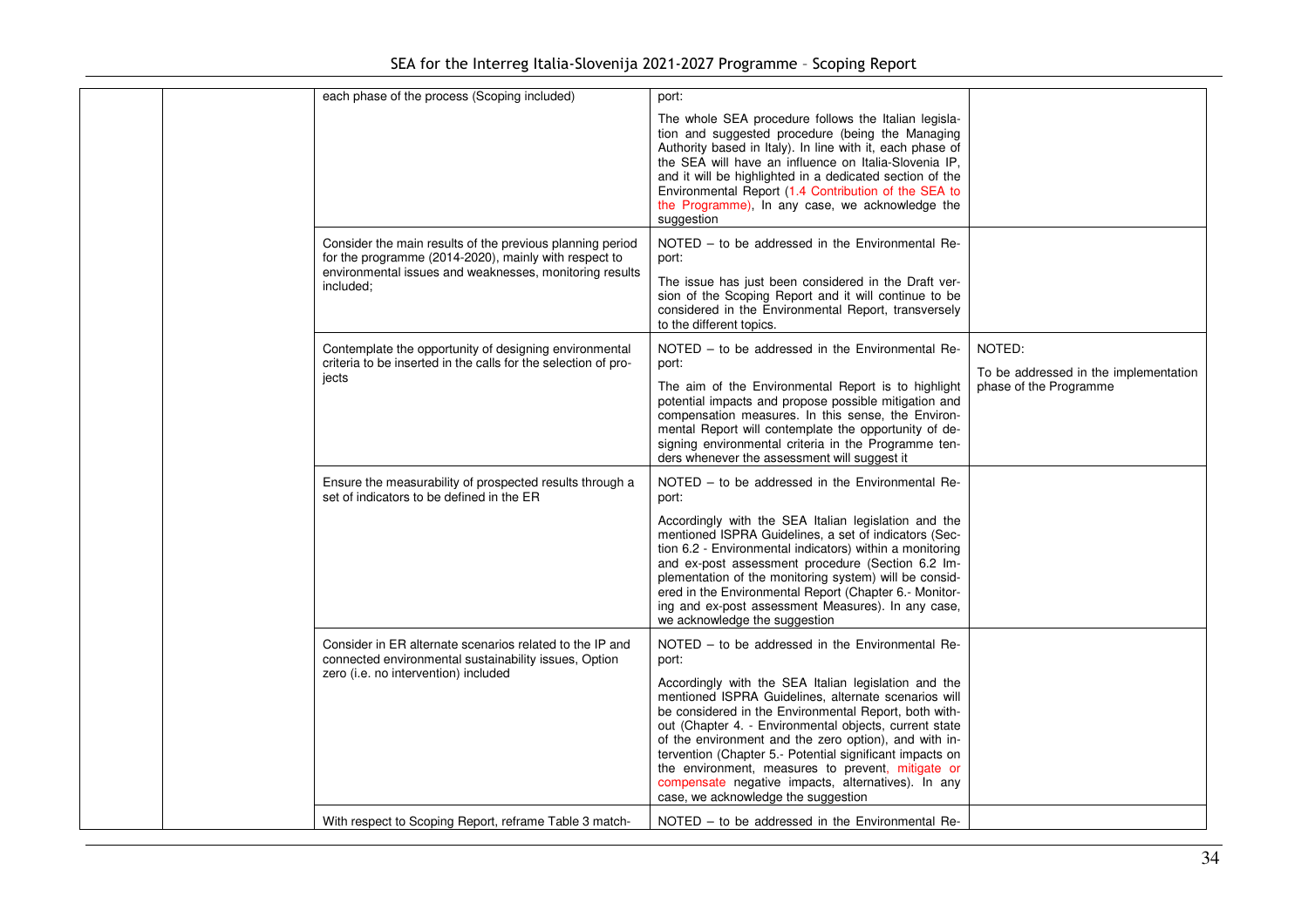| | | | | |
|---|---|---|---|---|
| | | each phase of the process (Scoping included) | port:<br><br>The whole SEA procedure follows the Italian legislation and suggested procedure (being the Managing Authority based in Italy). In line with it, each phase of the SEA will have an influence on Italia-Slovenia IP, and it will be highlighted in a dedicated section of the Environmental Report (1.4 Contribution of the SEA to the Programme), In any case, we acknowledge the suggestion | |
| | | Consider the main results of the previous planning period for the programme (2014-2020), mainly with respect to environmental issues and weaknesses, monitoring results included; | NOTED – to be addressed in the Environmental Report:<br><br>The issue has just been considered in the Draft version of the Scoping Report and it will continue to be considered in the Environmental Report, transversely to the different topics. | |
| | | Contemplate the opportunity of designing environmental criteria to be inserted in the calls for the selection of projects | NOTED – to be addressed in the Environmental Report:<br><br>The aim of the Environmental Report is to highlight potential impacts and propose possible mitigation and compensation measures. In this sense, the Environmental Report will contemplate the opportunity of designing environmental criteria in the Programme tenders whenever the assessment will suggest it | NOTED:<br><br>To be addressed in the implementation phase of the Programme |
| | | Ensure the measurability of prospected results through a set of indicators to be defined in the ER | NOTED – to be addressed in the Environmental Report:<br><br>Accordingly with the SEA Italian legislation and the mentioned ISPRA Guidelines, a set of indicators (Section 6.2 - Environmental indicators) within a monitoring and ex-post assessment procedure (Section 6.2 Implementation of the monitoring system) will be considered in the Environmental Report (Chapter 6.- Monitoring and ex-post assessment Measures). In any case, we acknowledge the suggestion | |
| | | Consider in ER alternate scenarios related to the IP and connected environmental sustainability issues, Option zero (i.e. no intervention) included | NOTED – to be addressed in the Environmental Report:<br><br>Accordingly with the SEA Italian legislation and the mentioned ISPRA Guidelines, alternate scenarios will be considered in the Environmental Report, both without (Chapter 4. - Environmental objects, current state of the environment and the zero option), and with intervention (Chapter 5.- Potential significant impacts on the environment, measures to prevent, mitigate or compensate negative impacts, alternatives). In any case, we acknowledge the suggestion | |
| | | With respect to Scoping Report, reframe Table 3 match- | NOTED – to be addressed in the Environmental Re- | |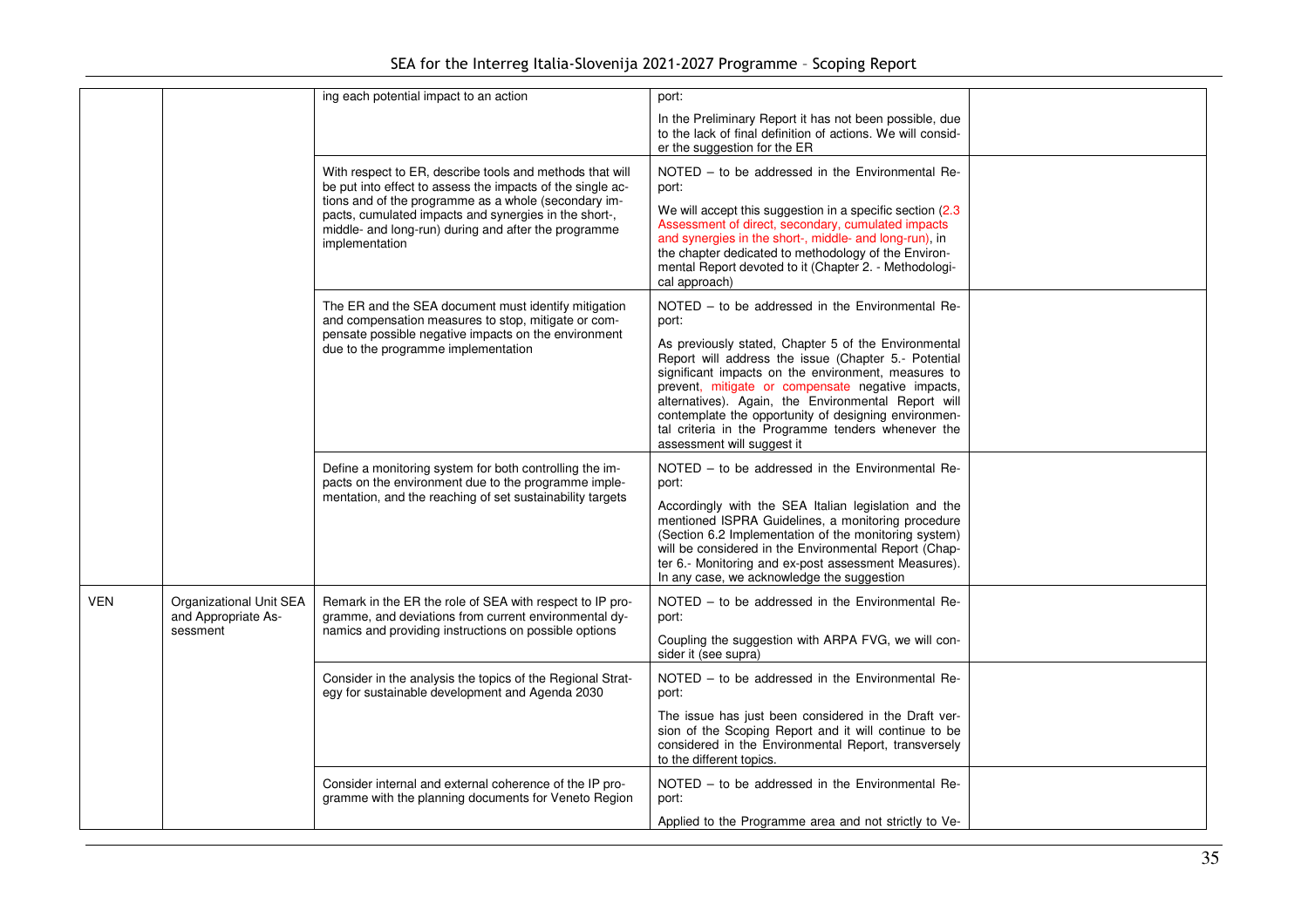| | | ing each potential impact to an action | port:<br><br>In the Preliminary Report it has not been possible, due to the lack of final definition of actions. We will consider the suggestion for the ER | |
|---|---|---|---|---|
| | | With respect to ER, describe tools and methods that will be put into effect to assess the impacts of the single actions and of the programme as a whole (secondary impacts, cumulated impacts and synergies in the short-, middle- and long-run) during and after the programme implementation | NOTED – to be addressed in the Environmental Report:<br><br>We will accept this suggestion in a specific section (2.3 Assessment of direct, secondary, cumulated impacts and synergies in the short-, middle- and long-run), in the chapter dedicated to methodology of the Environmental Report devoted to it (Chapter 2. - Methodological approach) | |
| | | The ER and the SEA document must identify mitigation and compensation measures to stop, mitigate or compensate possible negative impacts on the environment due to the programme implementation | NOTED – to be addressed in the Environmental Report:<br><br>As previously stated, Chapter 5 of the Environmental Report will address the issue (Chapter 5.- Potential significant impacts on the environment, measures to prevent, mitigate or compensate negative impacts, alternatives). Again, the Environmental Report will contemplate the opportunity of designing environmental criteria in the Programme tenders whenever the assessment will suggest it | |
| | | Define a monitoring system for both controlling the impacts on the environment due to the programme implementation, and the reaching of set sustainability targets | NOTED – to be addressed in the Environmental Report:<br><br>Accordingly with the SEA Italian legislation and the mentioned ISPRA Guidelines, a monitoring procedure (Section 6.2 Implementation of the monitoring system) will be considered in the Environmental Report (Chapter 6.- Monitoring and ex-post assessment Measures). In any case, we acknowledge the suggestion | |
| VEN | Organizational Unit SEA and Appropriate Assessment | Remark in the ER the role of SEA with respect to IP programme, and deviations from current environmental dynamics and providing instructions on possible options | NOTED – to be addressed in the Environmental Report:<br><br>Coupling the suggestion with ARPA FVG, we will consider it (see supra) | |
| | | Consider in the analysis the topics of the Regional Strategy for sustainable development and Agenda 2030 | NOTED – to be addressed in the Environmental Report:<br><br>The issue has just been considered in the Draft version of the Scoping Report and it will continue to be considered in the Environmental Report, transversely to the different topics. | |
| | | Consider internal and external coherence of the IP programme with the planning documents for Veneto Region | NOTED – to be addressed in the Environmental Report:<br><br>Applied to the Programme area and not strictly to Ve- | |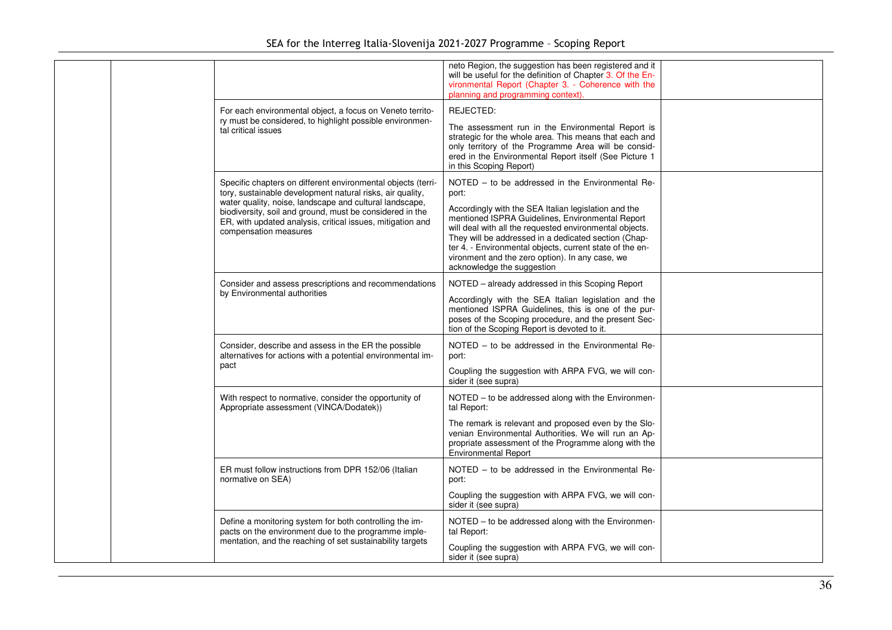| | | | | |
|---|---|---|---|---|
| | | | neto Region, the suggestion has been registered and it will be useful for the definition of Chapter 3. Of the Environmental Report (Chapter 3. - Coherence with the planning and programming context). | |
| | | For each environmental object, a focus on Veneto territory must be considered, to highlight possible environmental critical issues | REJECTED:<br><br>The assessment run in the Environmental Report is strategic for the whole area. This means that each and only territory of the Programme Area will be considered in the Environmental Report itself (See Picture 1 in this Scoping Report) | |
| | | Specific chapters on different environmental objects (territory, sustainable development natural risks, air quality, water quality, noise, landscape and cultural landscape, biodiversity, soil and ground, must be considered in the ER, with updated analysis, critical issues, mitigation and compensation measures | NOTED – to be addressed in the Environmental Report:<br><br>Accordingly with the SEA Italian legislation and the mentioned ISPRA Guidelines, Environmental Report will deal with all the requested environmental objects. They will be addressed in a dedicated section (Chapter 4. - Environmental objects, current state of the environment and the zero option). In any case, we acknowledge the suggestion | |
| | | Consider and assess prescriptions and recommendations by Environmental authorities | NOTED – already addressed in this Scoping Report<br><br>Accordingly with the SEA Italian legislation and the mentioned ISPRA Guidelines, this is one of the purposes of the Scoping procedure, and the present Section of the Scoping Report is devoted to it. | |
| | | Consider, describe and assess in the ER the possible alternatives for actions with a potential environmental impact | NOTED – to be addressed in the Environmental Report:<br><br>Coupling the suggestion with ARPA FVG, we will consider it (see supra) | |
| | | With respect to normative, consider the opportunity of Appropriate assessment (VINCA/Dodatek)) | NOTED – to be addressed along with the Environmental Report:<br><br>The remark is relevant and proposed even by the Slovenian Environmental Authorities. We will run an Appropriate assessment of the Programme along with the Environmental Report | |
| | | ER must follow instructions from DPR 152/06 (Italian normative on SEA) | NOTED – to be addressed in the Environmental Report:<br><br>Coupling the suggestion with ARPA FVG, we will consider it (see supra) | |
| | | Define a monitoring system for both controlling the impacts on the environment due to the programme implementation, and the reaching of set sustainability targets | NOTED – to be addressed along with the Environmental Report:<br><br>Coupling the suggestion with ARPA FVG, we will consider it (see supra) | |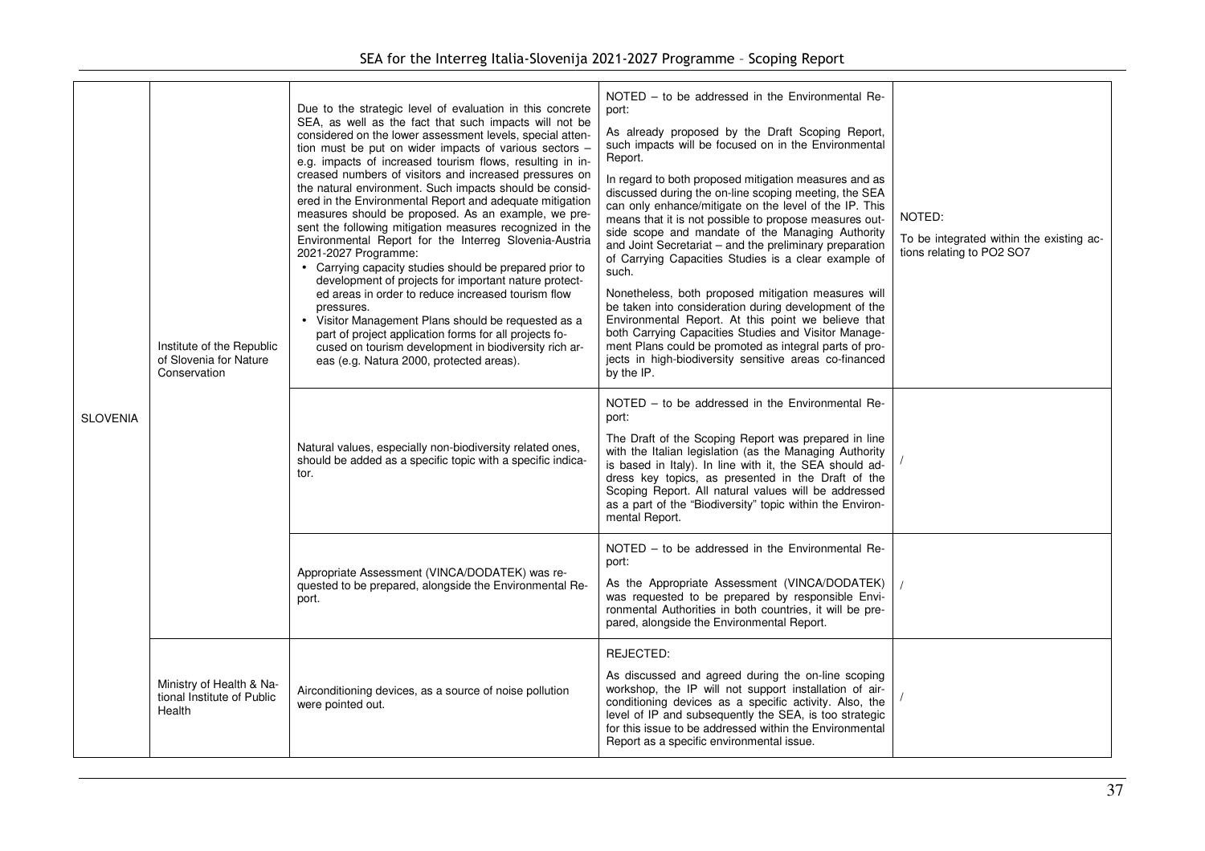| | | | | |
|---|---|---|---|---|
| SLOVENIA | Institute of the Republic of Slovenia for Nature Conservation | Due to the strategic level of evaluation in this concrete SEA, as well as the fact that such impacts will not be considered on the lower assessment levels, special attention must be put on wider impacts of various sectors – e.g. impacts of increased tourism flows, resulting in increased numbers of visitors and increased pressures on the natural environment. Such impacts should be considered in the Environmental Report and adequate mitigation measures should be proposed. As an example, we present the following mitigation measures recognized in the Environmental Report for the Interreg Slovenia-Austria 2021-2027 Programme:<br>• Carrying capacity studies should be prepared prior to development of projects for important nature protected areas in order to reduce increased tourism flow pressures.<br>• Visitor Management Plans should be requested as a part of project application forms for all projects focused on tourism development in biodiversity rich areas (e.g. Natura 2000, protected areas). | NOTED – to be addressed in the Environmental Report:<br>As already proposed by the Draft Scoping Report, such impacts will be focused on in the Environmental Report.<br>In regard to both proposed mitigation measures and as discussed during the on-line scoping meeting, the SEA can only enhance/mitigate on the level of the IP. This means that it is not possible to propose measures outside scope and mandate of the Managing Authority and Joint Secretariat – and the preliminary preparation of Carrying Capacities Studies is a clear example of such.<br>Nonetheless, both proposed mitigation measures will be taken into consideration during development of the Environmental Report. At this point we believe that both Carrying Capacities Studies and Visitor Management Plans could be promoted as integral parts of projects in high-biodiversity sensitive areas co-financed by the IP. | NOTED:<br>To be integrated within the existing actions relating to PO2 SO7 |
| | | Natural values, especially non-biodiversity related ones, should be added as a specific topic with a specific indicator. | NOTED – to be addressed in the Environmental Report:<br>The Draft of the Scoping Report was prepared in line with the Italian legislation (as the Managing Authority is based in Italy). In line with it, the SEA should address key topics, as presented in the Draft of the Scoping Report. All natural values will be addressed as a part of the "Biodiversity" topic within the Environmental Report. | / |
| | | Appropriate Assessment (VINCA/DODATEK) was requested to be prepared, alongside the Environmental Report. | NOTED – to be addressed in the Environmental Report:<br>As the Appropriate Assessment (VINCA/DODATEK) was requested to be prepared by responsible Environmental Authorities in both countries, it will be prepared, alongside the Environmental Report. | / |
| | Ministry of Health & National Institute of Public Health | Airconditioning devices, as a source of noise pollution were pointed out. | REJECTED:<br>As discussed and agreed during the on-line scoping workshop, the IP will not support installation of airconditioning devices as a specific activity. Also, the level of IP and subsequently the SEA, is too strategic for this issue to be addressed within the Environmental Report as a specific environmental issue. | / |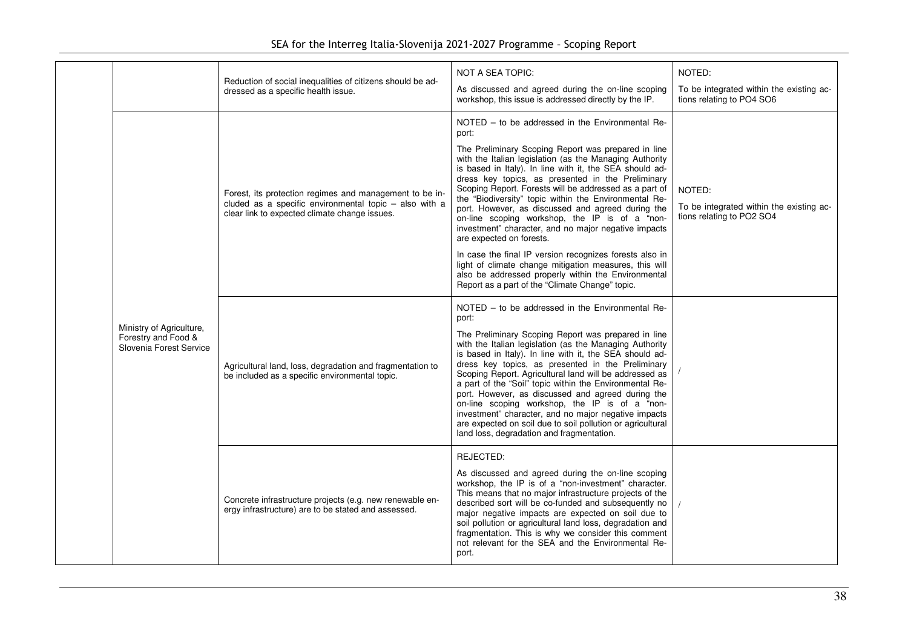| | | | | |
|---|---|---|---|---|
| | | Reduction of social inequalities of citizens should be addressed as a specific health issue. | NOT A SEA TOPIC:<br><br>As discussed and agreed during the on-line scoping workshop, this issue is addressed directly by the IP. | NOTED:<br><br>To be integrated within the existing actions relating to PO4 SO6 |
| | Ministry of Agriculture, Forestry and Food & Slovenia Forest Service | Forest, its protection regimes and management to be included as a specific environmental topic – also with a clear link to expected climate change issues. | NOTED – to be addressed in the Environmental Report:<br><br>The Preliminary Scoping Report was prepared in line with the Italian legislation (as the Managing Authority is based in Italy). In line with it, the SEA should address key topics, as presented in the Preliminary Scoping Report. Forests will be addressed as a part of the "Biodiversity" topic within the Environmental Report. However, as discussed and agreed during the on-line scoping workshop, the IP is of a "non-investment" character, and no major negative impacts are expected on forests.<br><br>In case the final IP version recognizes forests also in light of climate change mitigation measures, this will also be addressed properly within the Environmental Report as a part of the "Climate Change" topic. | NOTED:<br><br>To be integrated within the existing actions relating to PO2 SO4 |
| | | Agricultural land, loss, degradation and fragmentation to be included as a specific environmental topic. | NOTED – to be addressed in the Environmental Report:<br><br>The Preliminary Scoping Report was prepared in line with the Italian legislation (as the Managing Authority is based in Italy). In line with it, the SEA should address key topics, as presented in the Preliminary Scoping Report. Agricultural land will be addressed as a part of the "Soil" topic within the Environmental Report. However, as discussed and agreed during the on-line scoping workshop, the IP is of a "non-investment" character, and no major negative impacts are expected on soil due to soil pollution or agricultural land loss, degradation and fragmentation. | / |
| | | Concrete infrastructure projects (e.g. new renewable energy infrastructure) are to be stated and assessed. | REJECTED:<br><br>As discussed and agreed during the on-line scoping workshop, the IP is of a "non-investment" character. This means that no major infrastructure projects of the described sort will be co-funded and subsequently no major negative impacts are expected on soil due to soil pollution or agricultural land loss, degradation and fragmentation. This is why we consider this comment not relevant for the SEA and the Environmental Report. | / |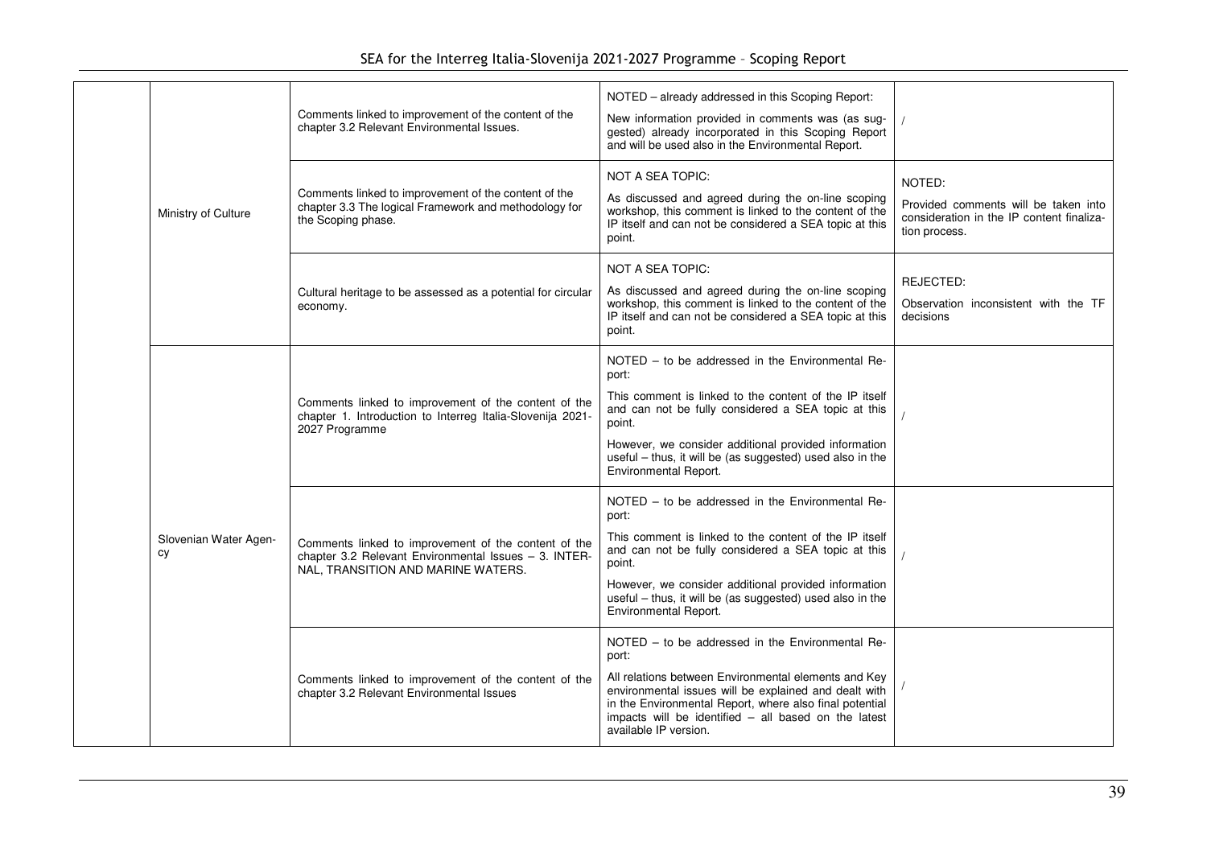| | | | | |
|---|---|---|---|---|
| | Ministry of Culture | Comments linked to improvement of the content of the chapter 3.2 Relevant Environmental Issues. | NOTED – already addressed in this Scoping Report: New information provided in comments was (as suggested) already incorporated in this Scoping Report and will be used also in the Environmental Report. | / |
| | | Comments linked to improvement of the content of the chapter 3.3 The logical Framework and methodology for the Scoping phase. | NOT A SEA TOPIC: As discussed and agreed during the on-line scoping workshop, this comment is linked to the content of the IP itself and can not be considered a SEA topic at this point. | NOTED: Provided comments will be taken into consideration in the IP content finalization process. |
| | | Cultural heritage to be assessed as a potential for circular economy. | NOT A SEA TOPIC: As discussed and agreed during the on-line scoping workshop, this comment is linked to the content of the IP itself and can not be considered a SEA topic at this point. | REJECTED: Observation inconsistent with the TF decisions |
| | Slovenian Water Agency | Comments linked to improvement of the content of the chapter 1. Introduction to Interreg Italia-Slovenija 2021-2027 Programme | NOTED – to be addressed in the Environmental Report: This comment is linked to the content of the IP itself and can not be fully considered a SEA topic at this point. However, we consider additional provided information useful – thus, it will be (as suggested) used also in the Environmental Report. | / |
| | | Comments linked to improvement of the content of the chapter 3.2 Relevant Environmental Issues – 3. INTERNAL, TRANSITION AND MARINE WATERS. | NOTED – to be addressed in the Environmental Report: This comment is linked to the content of the IP itself and can not be fully considered a SEA topic at this point. However, we consider additional provided information useful – thus, it will be (as suggested) used also in the Environmental Report. | / |
| | | Comments linked to improvement of the content of the chapter 3.2 Relevant Environmental Issues | NOTED – to be addressed in the Environmental Report: All relations between Environmental elements and Key environmental issues will be explained and dealt with in the Environmental Report, where also final potential impacts will be identified – all based on the latest available IP version. | / |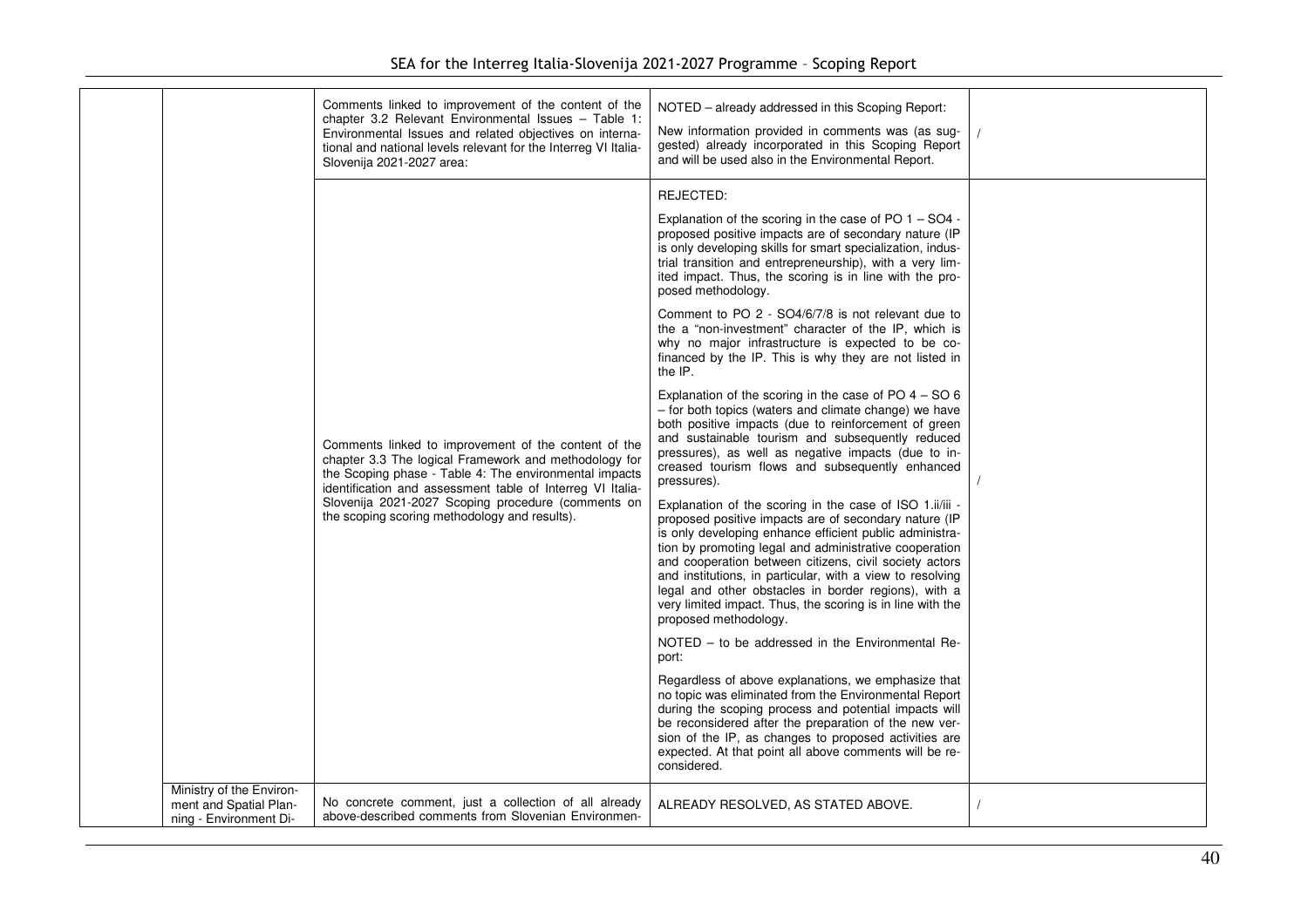| | | | | |
|---|---|---|---|---|
| | | Comments linked to improvement of the content of the chapter 3.2 Relevant Environmental Issues – Table 1: Environmental Issues and related objectives on international and national levels relevant for the Interreg VI Italia-Slovenija 2021-2027 area: | NOTED – already addressed in this Scoping Report:<br><br>New information provided in comments was (as suggested) already incorporated in this Scoping Report and will be used also in the Environmental Report. | / |
| | | Comments linked to improvement of the content of the chapter 3.3 The logical Framework and methodology for the Scoping phase - Table 4: The environmental impacts identification and assessment table of Interreg VI Italia-Slovenija 2021-2027 Scoping procedure (comments on the scoping scoring methodology and results). | REJECTED:<br><br>Explanation of the scoring in the case of PO 1 – SO4 - proposed positive impacts are of secondary nature (IP is only developing skills for smart specialization, industrial transition and entrepreneurship), with a very limited impact. Thus, the scoring is in line with the proposed methodology.<br><br>Comment to PO 2 - SO4/6/7/8 is not relevant due to the a "non-investment" character of the IP, which is why no major infrastructure is expected to be co-financed by the IP. This is why they are not listed in the IP.<br><br>Explanation of the scoring in the case of PO 4 – SO 6 – for both topics (waters and climate change) we have both positive impacts (due to reinforcement of green and sustainable tourism and subsequently reduced pressures), as well as negative impacts (due to increased tourism flows and subsequently enhanced pressures).<br><br>Explanation of the scoring in the case of ISO 1.ii/iii - proposed positive impacts are of secondary nature (IP is only developing enhance efficient public administration by promoting legal and administrative cooperation and cooperation between citizens, civil society actors and institutions, in particular, with a view to resolving legal and other obstacles in border regions), with a very limited impact. Thus, the scoring is in line with the proposed methodology.<br><br>NOTED – to be addressed in the Environmental Report:<br><br>Regardless of above explanations, we emphasize that no topic was eliminated from the Environmental Report during the scoping process and potential impacts will be reconsidered after the preparation of the new version of the IP, as changes to proposed activities are expected. At that point all above comments will be reconsidered. | / |
| | Ministry of the Environment and Spatial Planning - Environment Di- | No concrete comment, just a collection of all already above-described comments from Slovenian Environmen- | ALREADY RESOLVED, AS STATED ABOVE. | / |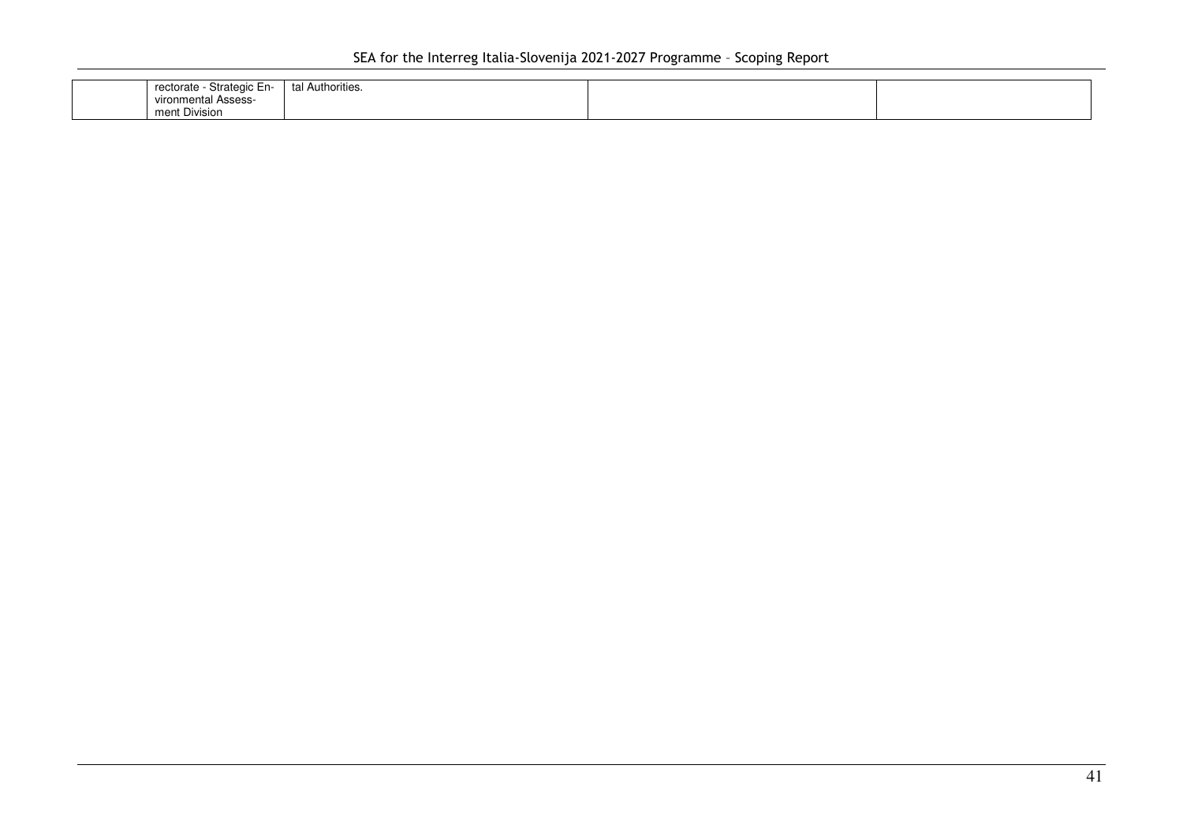| | | | | |
|---|---|---|---|---|
| | rectorate - Strategic Environmental Assessment Division | tal Authorities. | | |